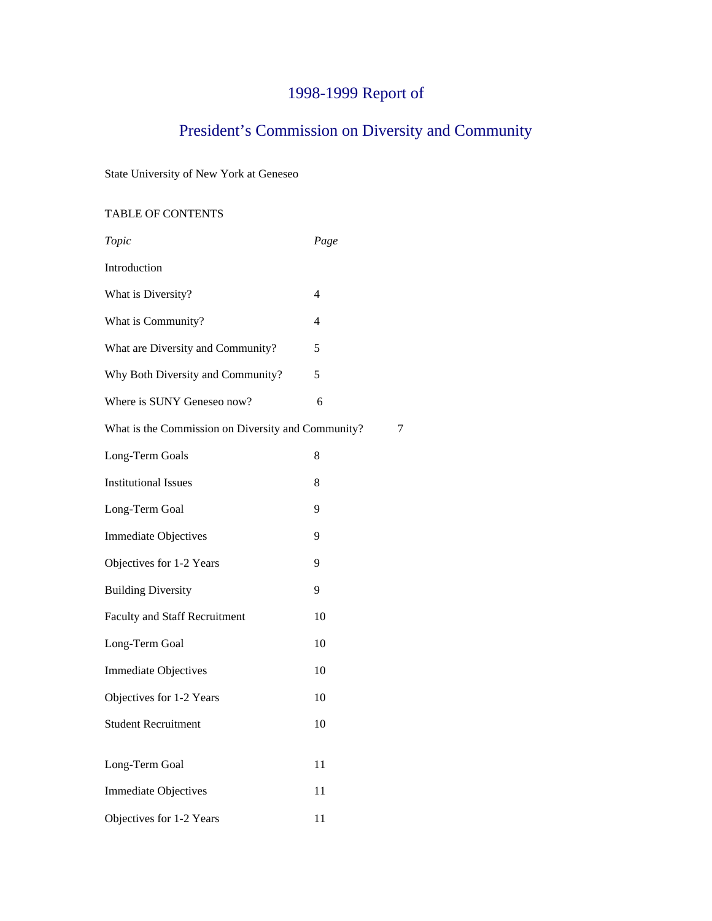# 1998-1999 Report of

# President's Commission on Diversity and Community

State University of New York at Geneseo

TABLE OF CONTENTS

| *Topic* | *Page* |
|---|---|
| Introduction | |
| What is Diversity? | 4 |
| What is Community? | 4 |
| What are Diversity and Community? | 5 |
| Why Both Diversity and Community? | 5 |
| Where is SUNY Geneseo now? | 6 |
| What is the Commission on Diversity and Community? | 7 |
| Long-Term Goals | 8 |
| Institutional Issues | 8 |
| Long-Term Goal | 9 |
| Immediate Objectives | 9 |
| Objectives for 1-2 Years | 9 |
| Building Diversity | 9 |
| Faculty and Staff Recruitment | 10 |
| Long-Term Goal | 10 |
| Immediate Objectives | 10 |
| Objectives for 1-2 Years | 10 |
| Student Recruitment | 10 |
| Long-Term Goal | 11 |
| Immediate Objectives | 11 |
| Objectives for 1-2 Years | 11 |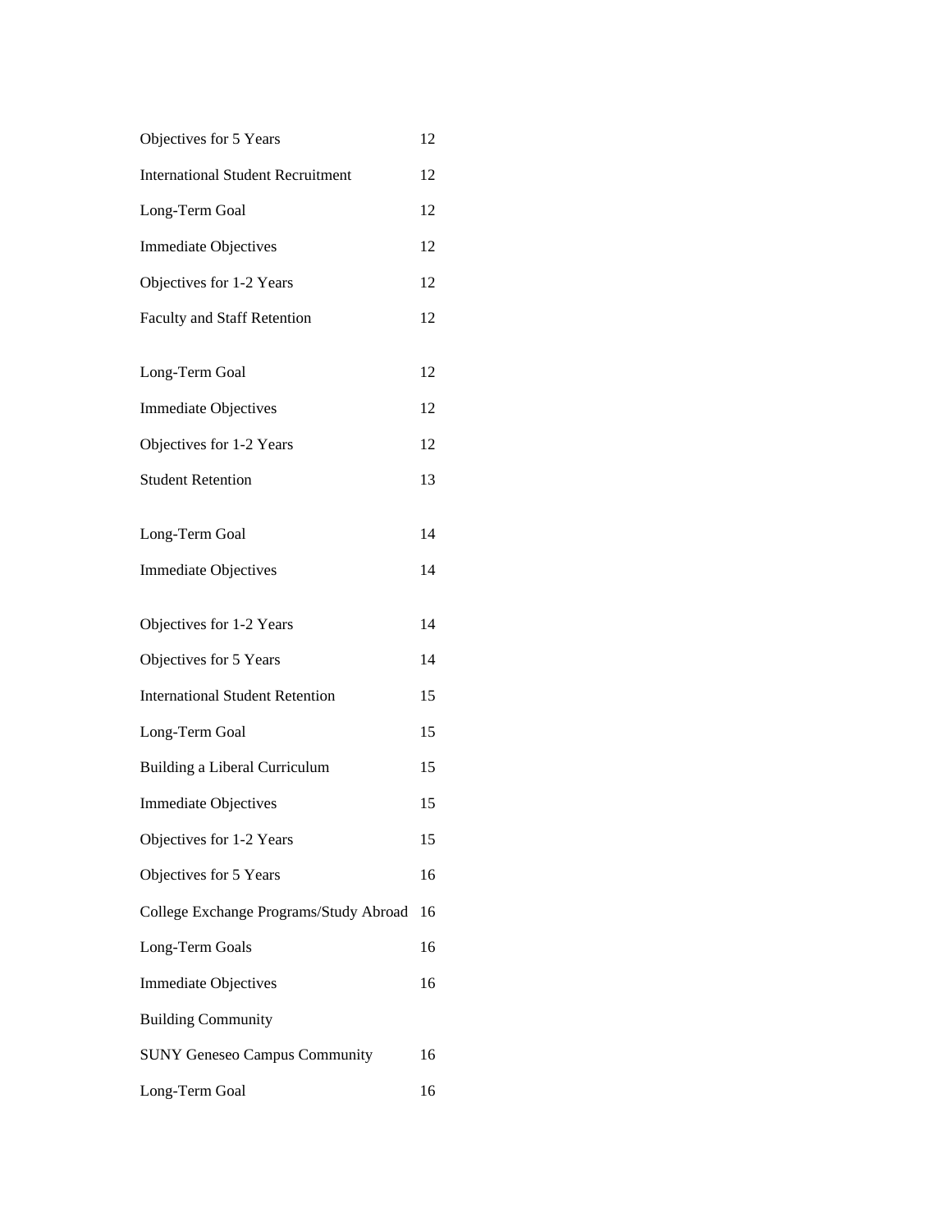| | |
|---|---|
| Objectives for 5 Years | 12 |
| International Student Recruitment | 12 |
| Long-Term Goal | 12 |
| Immediate Objectives | 12 |
| Objectives for 1-2 Years | 12 |
| Faculty and Staff Retention | 12 |
| Long-Term Goal | 12 |
| Immediate Objectives | 12 |
| Objectives for 1-2 Years | 12 |
| Student Retention | 13 |
| Long-Term Goal | 14 |
| Immediate Objectives | 14 |
| Objectives for 1-2 Years | 14 |
| Objectives for 5 Years | 14 |
| International Student Retention | 15 |
| Long-Term Goal | 15 |
| Building a Liberal Curriculum | 15 |
| Immediate Objectives | 15 |
| Objectives for 1-2 Years | 15 |
| Objectives for 5 Years | 16 |
| College Exchange Programs/Study Abroad | 16 |
| Long-Term Goals | 16 |
| Immediate Objectives | 16 |
| Building Community | |
| SUNY Geneseo Campus Community | 16 |
| Long-Term Goal | 16 |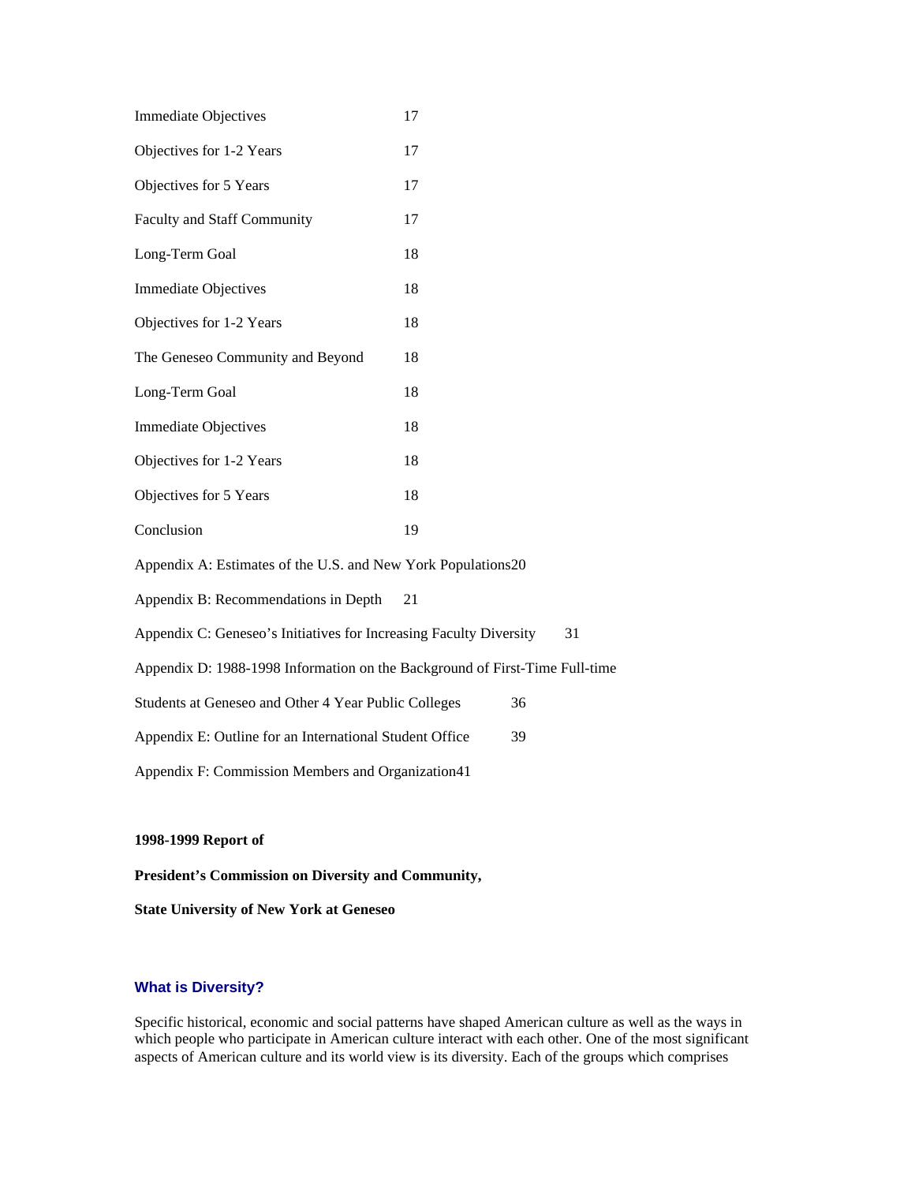| | |
|---|---|
| Immediate Objectives | 17 |
| Objectives for 1-2 Years | 17 |
| Objectives for 5 Years | 17 |
| Faculty and Staff Community | 17 |
| Long-Term Goal | 18 |
| Immediate Objectives | 18 |
| Objectives for 1-2 Years | 18 |
| The Geneseo Community and Beyond | 18 |
| Long-Term Goal | 18 |
| Immediate Objectives | 18 |
| Objectives for 1-2 Years | 18 |
| Objectives for 5 Years | 18 |
| Conclusion | 19 |

Appendix A: Estimates of the U.S. and New York Populations 20

Appendix B: Recommendations in Depth 21

Appendix C: Geneseo's Initiatives for Increasing Faculty Diversity 31

Appendix D: 1988-1998 Information on the Background of First-Time Full-time Students at Geneseo and Other 4 Year Public Colleges 36

Appendix E: Outline for an International Student Office 39

Appendix F: Commission Members and Organization 41

**1998-1999 Report of**

**President's Commission on Diversity and Community,**

**State University of New York at Geneseo**

## What is Diversity?

Specific historical, economic and social patterns have shaped American culture as well as the ways in which people who participate in American culture interact with each other. One of the most significant aspects of American culture and its world view is its diversity. Each of the groups which comprises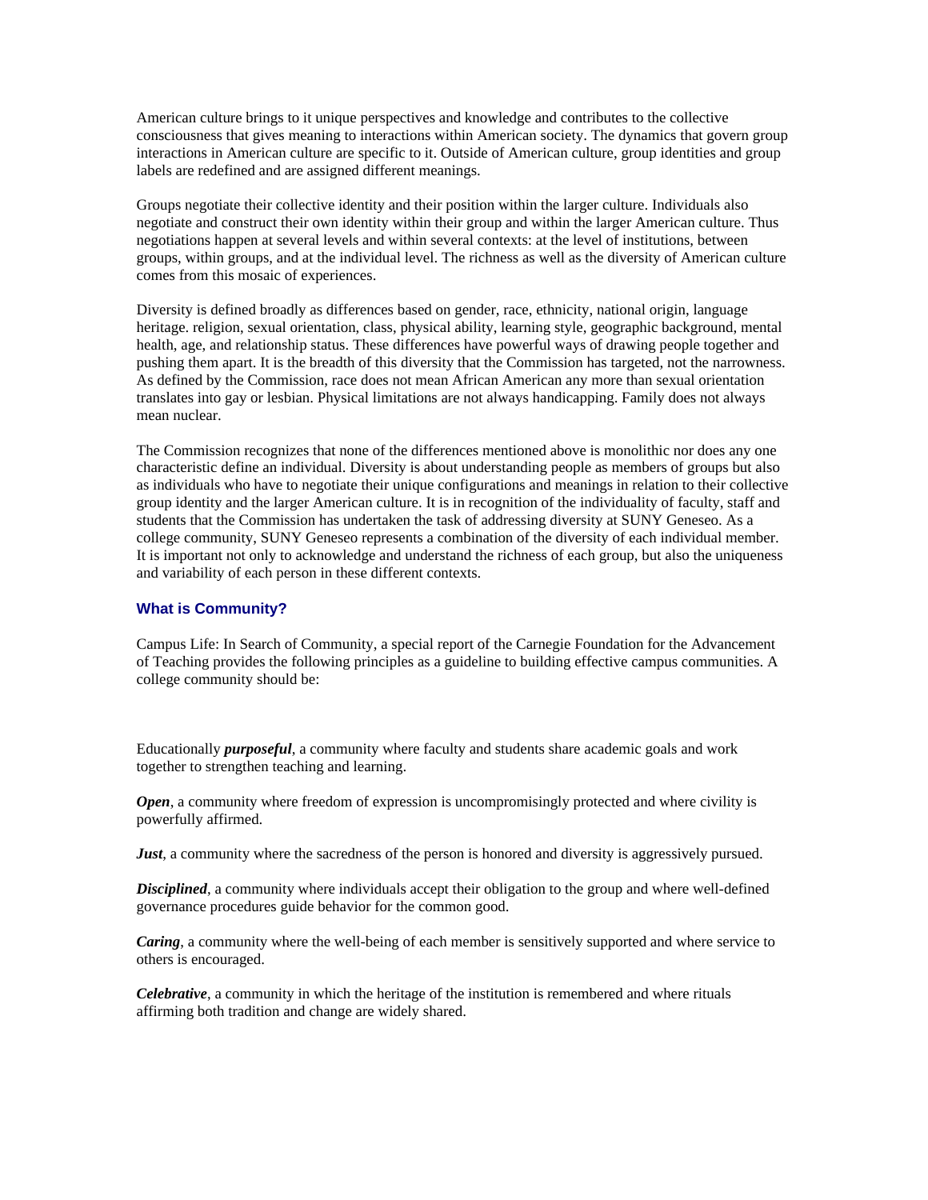American culture brings to it unique perspectives and knowledge and contributes to the collective consciousness that gives meaning to interactions within American society. The dynamics that govern group interactions in American culture are specific to it. Outside of American culture, group identities and group labels are redefined and are assigned different meanings.

Groups negotiate their collective identity and their position within the larger culture. Individuals also negotiate and construct their own identity within their group and within the larger American culture. Thus negotiations happen at several levels and within several contexts: at the level of institutions, between groups, within groups, and at the individual level. The richness as well as the diversity of American culture comes from this mosaic of experiences.

Diversity is defined broadly as differences based on gender, race, ethnicity, national origin, language heritage. religion, sexual orientation, class, physical ability, learning style, geographic background, mental health, age, and relationship status. These differences have powerful ways of drawing people together and pushing them apart. It is the breadth of this diversity that the Commission has targeted, not the narrowness. As defined by the Commission, race does not mean African American any more than sexual orientation translates into gay or lesbian. Physical limitations are not always handicapping. Family does not always mean nuclear.

The Commission recognizes that none of the differences mentioned above is monolithic nor does any one characteristic define an individual. Diversity is about understanding people as members of groups but also as individuals who have to negotiate their unique configurations and meanings in relation to their collective group identity and the larger American culture. It is in recognition of the individuality of faculty, staff and students that the Commission has undertaken the task of addressing diversity at SUNY Geneseo. As a college community, SUNY Geneseo represents a combination of the diversity of each individual member. It is important not only to acknowledge and understand the richness of each group, but also the uniqueness and variability of each person in these different contexts.

### What is Community?

Campus Life: In Search of Community, a special report of the Carnegie Foundation for the Advancement of Teaching provides the following principles as a guideline to building effective campus communities. A college community should be:

Educationally ***purposeful***, a community where faculty and students share academic goals and work together to strengthen teaching and learning.

***Open***, a community where freedom of expression is uncompromisingly protected and where civility is powerfully affirmed.

***Just***, a community where the sacredness of the person is honored and diversity is aggressively pursued.

***Disciplined***, a community where individuals accept their obligation to the group and where well-defined governance procedures guide behavior for the common good.

***Caring***, a community where the well-being of each member is sensitively supported and where service to others is encouraged.

***Celebrative***, a community in which the heritage of the institution is remembered and where rituals affirming both tradition and change are widely shared.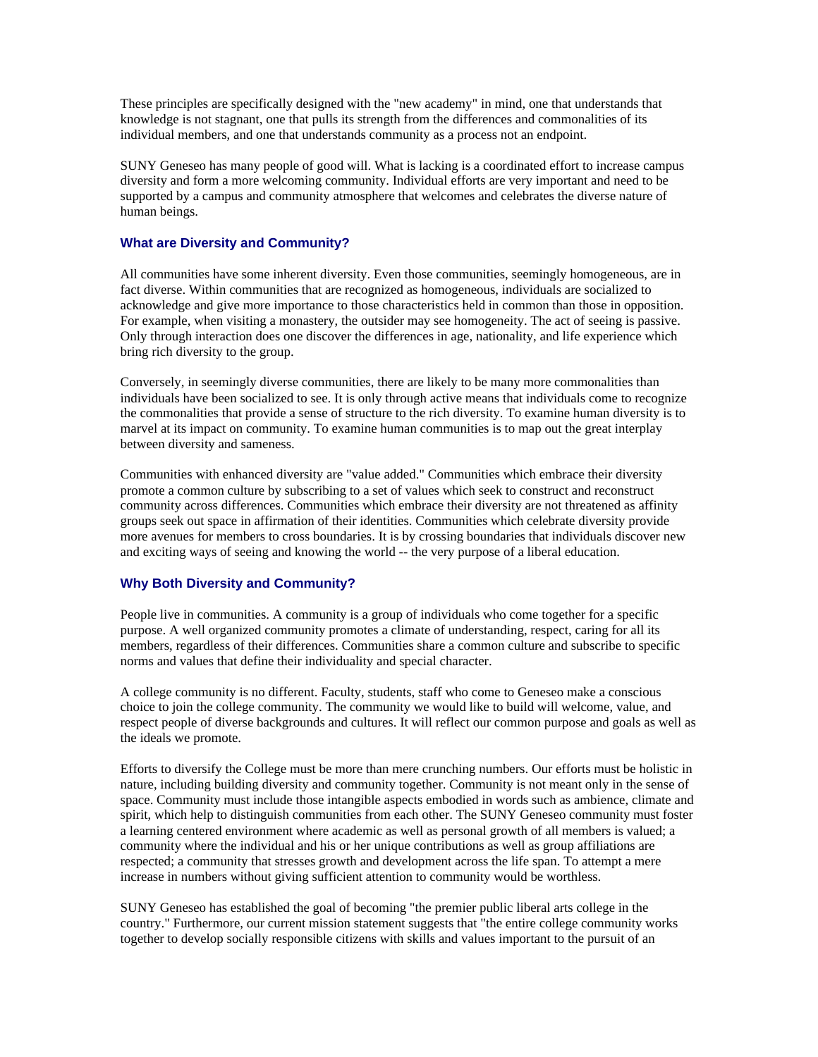These principles are specifically designed with the "new academy" in mind, one that understands that knowledge is not stagnant, one that pulls its strength from the differences and commonalities of its individual members, and one that understands community as a process not an endpoint.

SUNY Geneseo has many people of good will. What is lacking is a coordinated effort to increase campus diversity and form a more welcoming community. Individual efforts are very important and need to be supported by a campus and community atmosphere that welcomes and celebrates the diverse nature of human beings.

### What are Diversity and Community?

All communities have some inherent diversity. Even those communities, seemingly homogeneous, are in fact diverse. Within communities that are recognized as homogeneous, individuals are socialized to acknowledge and give more importance to those characteristics held in common than those in opposition. For example, when visiting a monastery, the outsider may see homogeneity. The act of seeing is passive. Only through interaction does one discover the differences in age, nationality, and life experience which bring rich diversity to the group.

Conversely, in seemingly diverse communities, there are likely to be many more commonalities than individuals have been socialized to see. It is only through active means that individuals come to recognize the commonalities that provide a sense of structure to the rich diversity. To examine human diversity is to marvel at its impact on community. To examine human communities is to map out the great interplay between diversity and sameness.

Communities with enhanced diversity are "value added." Communities which embrace their diversity promote a common culture by subscribing to a set of values which seek to construct and reconstruct community across differences. Communities which embrace their diversity are not threatened as affinity groups seek out space in affirmation of their identities. Communities which celebrate diversity provide more avenues for members to cross boundaries. It is by crossing boundaries that individuals discover new and exciting ways of seeing and knowing the world -- the very purpose of a liberal education.

### Why Both Diversity and Community?

People live in communities. A community is a group of individuals who come together for a specific purpose. A well organized community promotes a climate of understanding, respect, caring for all its members, regardless of their differences. Communities share a common culture and subscribe to specific norms and values that define their individuality and special character.

A college community is no different. Faculty, students, staff who come to Geneseo make a conscious choice to join the college community. The community we would like to build will welcome, value, and respect people of diverse backgrounds and cultures. It will reflect our common purpose and goals as well as the ideals we promote.

Efforts to diversify the College must be more than mere crunching numbers. Our efforts must be holistic in nature, including building diversity and community together. Community is not meant only in the sense of space. Community must include those intangible aspects embodied in words such as ambience, climate and spirit, which help to distinguish communities from each other. The SUNY Geneseo community must foster a learning centered environment where academic as well as personal growth of all members is valued; a community where the individual and his or her unique contributions as well as group affiliations are respected; a community that stresses growth and development across the life span. To attempt a mere increase in numbers without giving sufficient attention to community would be worthless.

SUNY Geneseo has established the goal of becoming "the premier public liberal arts college in the country." Furthermore, our current mission statement suggests that "the entire college community works together to develop socially responsible citizens with skills and values important to the pursuit of an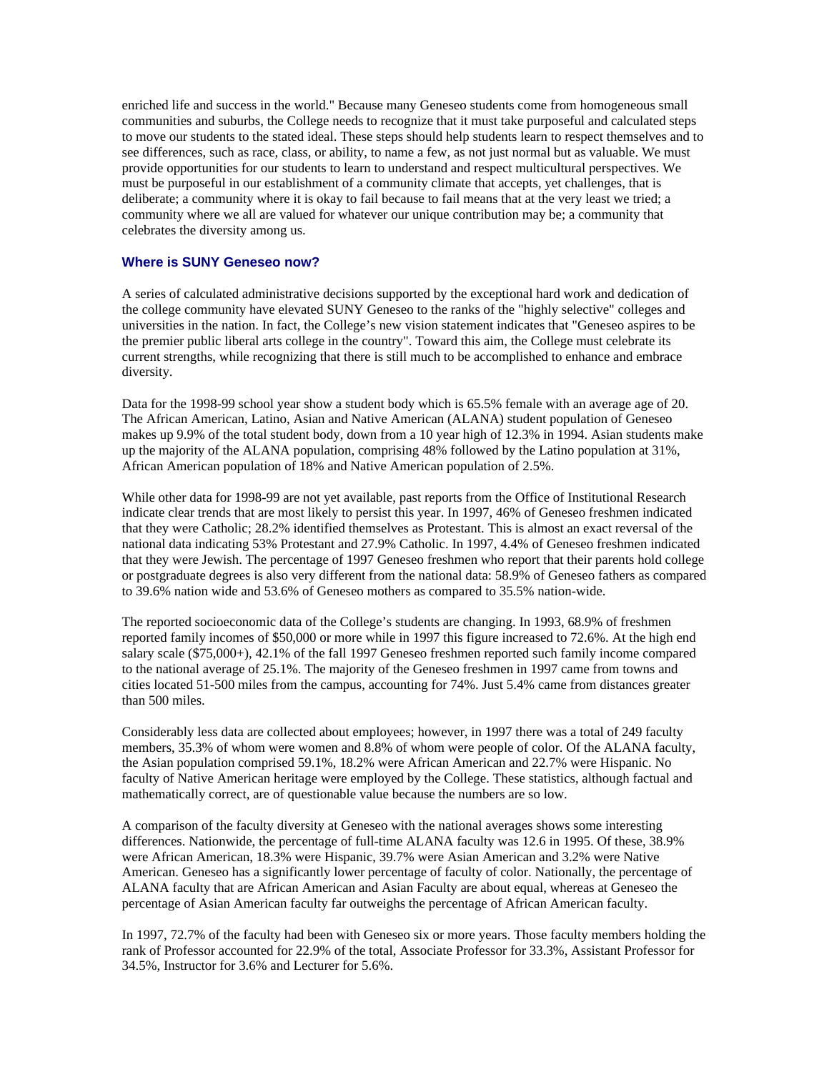enriched life and success in the world." Because many Geneseo students come from homogeneous small communities and suburbs, the College needs to recognize that it must take purposeful and calculated steps to move our students to the stated ideal. These steps should help students learn to respect themselves and to see differences, such as race, class, or ability, to name a few, as not just normal but as valuable. We must provide opportunities for our students to learn to understand and respect multicultural perspectives. We must be purposeful in our establishment of a community climate that accepts, yet challenges, that is deliberate; a community where it is okay to fail because to fail means that at the very least we tried; a community where we all are valued for whatever our unique contribution may be; a community that celebrates the diversity among us.

### Where is SUNY Geneseo now?

A series of calculated administrative decisions supported by the exceptional hard work and dedication of the college community have elevated SUNY Geneseo to the ranks of the "highly selective" colleges and universities in the nation. In fact, the College's new vision statement indicates that "Geneseo aspires to be the premier public liberal arts college in the country". Toward this aim, the College must celebrate its current strengths, while recognizing that there is still much to be accomplished to enhance and embrace diversity.

Data for the 1998-99 school year show a student body which is 65.5% female with an average age of 20. The African American, Latino, Asian and Native American (ALANA) student population of Geneseo makes up 9.9% of the total student body, down from a 10 year high of 12.3% in 1994. Asian students make up the majority of the ALANA population, comprising 48% followed by the Latino population at 31%, African American population of 18% and Native American population of 2.5%.

While other data for 1998-99 are not yet available, past reports from the Office of Institutional Research indicate clear trends that are most likely to persist this year. In 1997, 46% of Geneseo freshmen indicated that they were Catholic; 28.2% identified themselves as Protestant. This is almost an exact reversal of the national data indicating 53% Protestant and 27.9% Catholic. In 1997, 4.4% of Geneseo freshmen indicated that they were Jewish. The percentage of 1997 Geneseo freshmen who report that their parents hold college or postgraduate degrees is also very different from the national data: 58.9% of Geneseo fathers as compared to 39.6% nation wide and 53.6% of Geneseo mothers as compared to 35.5% nation-wide.

The reported socioeconomic data of the College's students are changing. In 1993, 68.9% of freshmen reported family incomes of $50,000 or more while in 1997 this figure increased to 72.6%. At the high end salary scale ($75,000+), 42.1% of the fall 1997 Geneseo freshmen reported such family income compared to the national average of 25.1%. The majority of the Geneseo freshmen in 1997 came from towns and cities located 51-500 miles from the campus, accounting for 74%. Just 5.4% came from distances greater than 500 miles.

Considerably less data are collected about employees; however, in 1997 there was a total of 249 faculty members, 35.3% of whom were women and 8.8% of whom were people of color. Of the ALANA faculty, the Asian population comprised 59.1%, 18.2% were African American and 22.7% were Hispanic. No faculty of Native American heritage were employed by the College. These statistics, although factual and mathematically correct, are of questionable value because the numbers are so low.

A comparison of the faculty diversity at Geneseo with the national averages shows some interesting differences. Nationwide, the percentage of full-time ALANA faculty was 12.6 in 1995. Of these, 38.9% were African American, 18.3% were Hispanic, 39.7% were Asian American and 3.2% were Native American. Geneseo has a significantly lower percentage of faculty of color. Nationally, the percentage of ALANA faculty that are African American and Asian Faculty are about equal, whereas at Geneseo the percentage of Asian American faculty far outweighs the percentage of African American faculty.

In 1997, 72.7% of the faculty had been with Geneseo six or more years. Those faculty members holding the rank of Professor accounted for 22.9% of the total, Associate Professor for 33.3%, Assistant Professor for 34.5%, Instructor for 3.6% and Lecturer for 5.6%.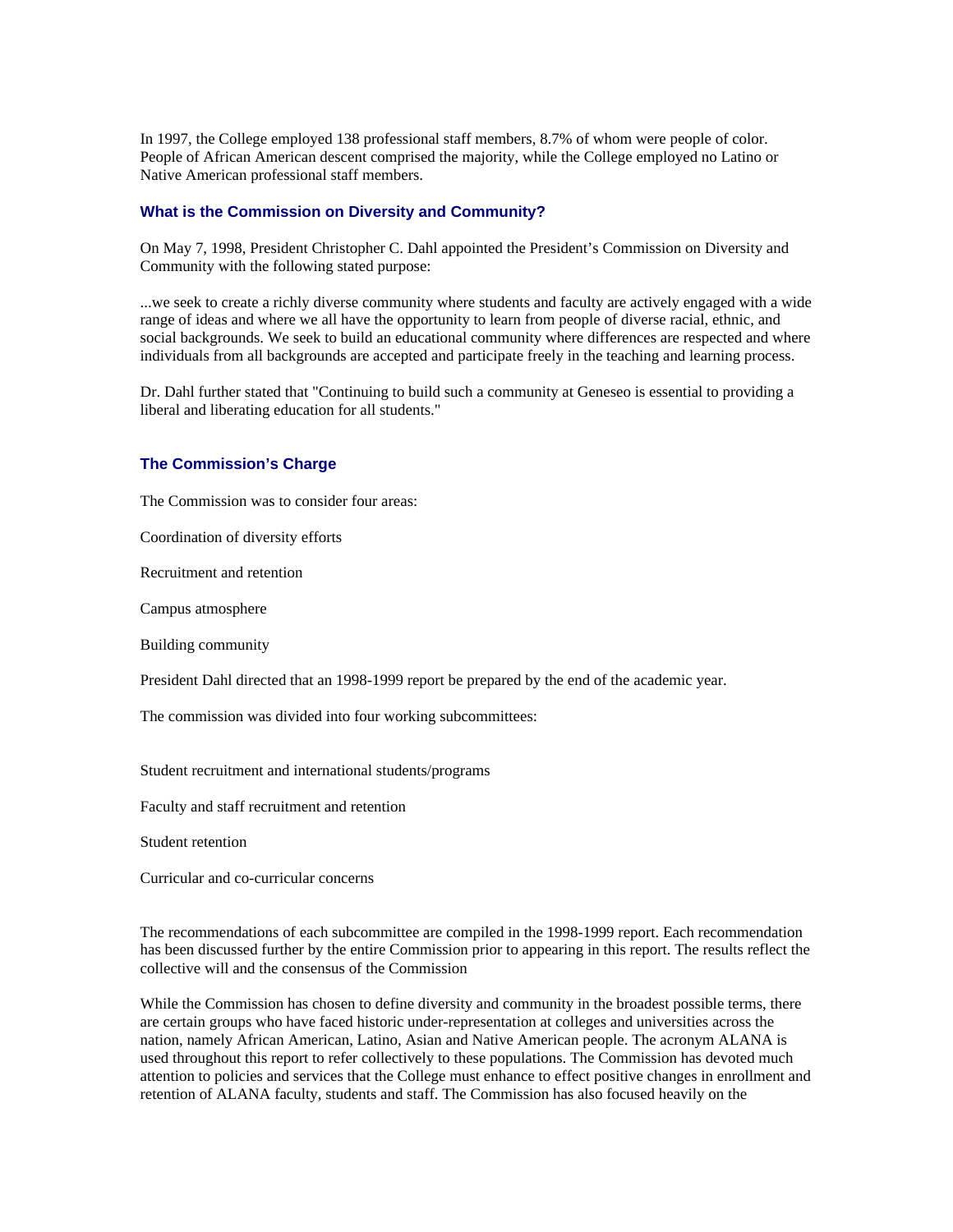In 1997, the College employed 138 professional staff members, 8.7% of whom were people of color. People of African American descent comprised the majority, while the College employed no Latino or Native American professional staff members.

### What is the Commission on Diversity and Community?

On May 7, 1998, President Christopher C. Dahl appointed the President's Commission on Diversity and Community with the following stated purpose:

...we seek to create a richly diverse community where students and faculty are actively engaged with a wide range of ideas and where we all have the opportunity to learn from people of diverse racial, ethnic, and social backgrounds. We seek to build an educational community where differences are respected and where individuals from all backgrounds are accepted and participate freely in the teaching and learning process.

Dr. Dahl further stated that "Continuing to build such a community at Geneseo is essential to providing a liberal and liberating education for all students."

### The Commission's Charge

The Commission was to consider four areas:

Coordination of diversity efforts

Recruitment and retention

Campus atmosphere

Building community

President Dahl directed that an 1998-1999 report be prepared by the end of the academic year.

The commission was divided into four working subcommittees:

Student recruitment and international students/programs

Faculty and staff recruitment and retention

Student retention

Curricular and co-curricular concerns

The recommendations of each subcommittee are compiled in the 1998-1999 report. Each recommendation has been discussed further by the entire Commission prior to appearing in this report. The results reflect the collective will and the consensus of the Commission

While the Commission has chosen to define diversity and community in the broadest possible terms, there are certain groups who have faced historic under-representation at colleges and universities across the nation, namely African American, Latino, Asian and Native American people. The acronym ALANA is used throughout this report to refer collectively to these populations. The Commission has devoted much attention to policies and services that the College must enhance to effect positive changes in enrollment and retention of ALANA faculty, students and staff. The Commission has also focused heavily on the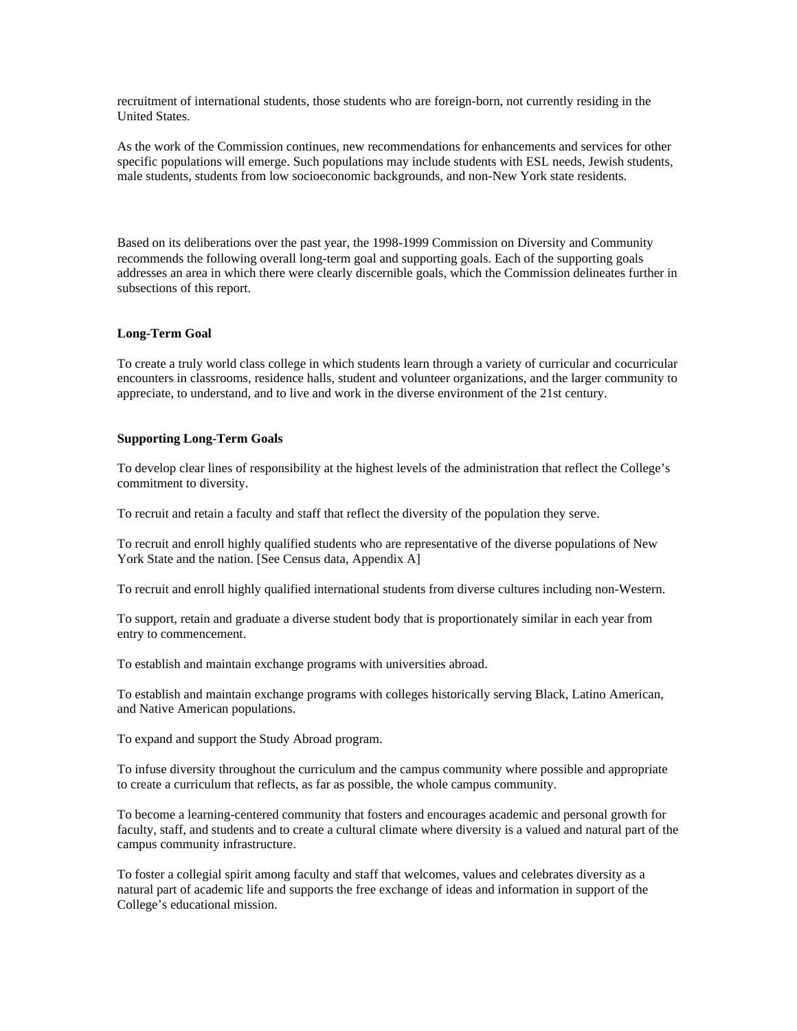recruitment of international students, those students who are foreign-born, not currently residing in the United States.

As the work of the Commission continues, new recommendations for enhancements and services for other specific populations will emerge. Such populations may include students with ESL needs, Jewish students, male students, students from low socioeconomic backgrounds, and non-New York state residents.

Based on its deliberations over the past year, the 1998-1999 Commission on Diversity and Community recommends the following overall long-term goal and supporting goals. Each of the supporting goals addresses an area in which there were clearly discernible goals, which the Commission delineates further in subsections of this report.

**Long-Term Goal**

To create a truly world class college in which students learn through a variety of curricular and cocurricular encounters in classrooms, residence halls, student and volunteer organizations, and the larger community to appreciate, to understand, and to live and work in the diverse environment of the 21st century.

**Supporting Long-Term Goals**

To develop clear lines of responsibility at the highest levels of the administration that reflect the College's commitment to diversity.

To recruit and retain a faculty and staff that reflect the diversity of the population they serve.

To recruit and enroll highly qualified students who are representative of the diverse populations of New York State and the nation. [See Census data, Appendix A]

To recruit and enroll highly qualified international students from diverse cultures including non-Western.

To support, retain and graduate a diverse student body that is proportionately similar in each year from entry to commencement.

To establish and maintain exchange programs with universities abroad.

To establish and maintain exchange programs with colleges historically serving Black, Latino American, and Native American populations.

To expand and support the Study Abroad program.

To infuse diversity throughout the curriculum and the campus community where possible and appropriate to create a curriculum that reflects, as far as possible, the whole campus community.

To become a learning-centered community that fosters and encourages academic and personal growth for faculty, staff, and students and to create a cultural climate where diversity is a valued and natural part of the campus community infrastructure.

To foster a collegial spirit among faculty and staff that welcomes, values and celebrates diversity as a natural part of academic life and supports the free exchange of ideas and information in support of the College's educational mission.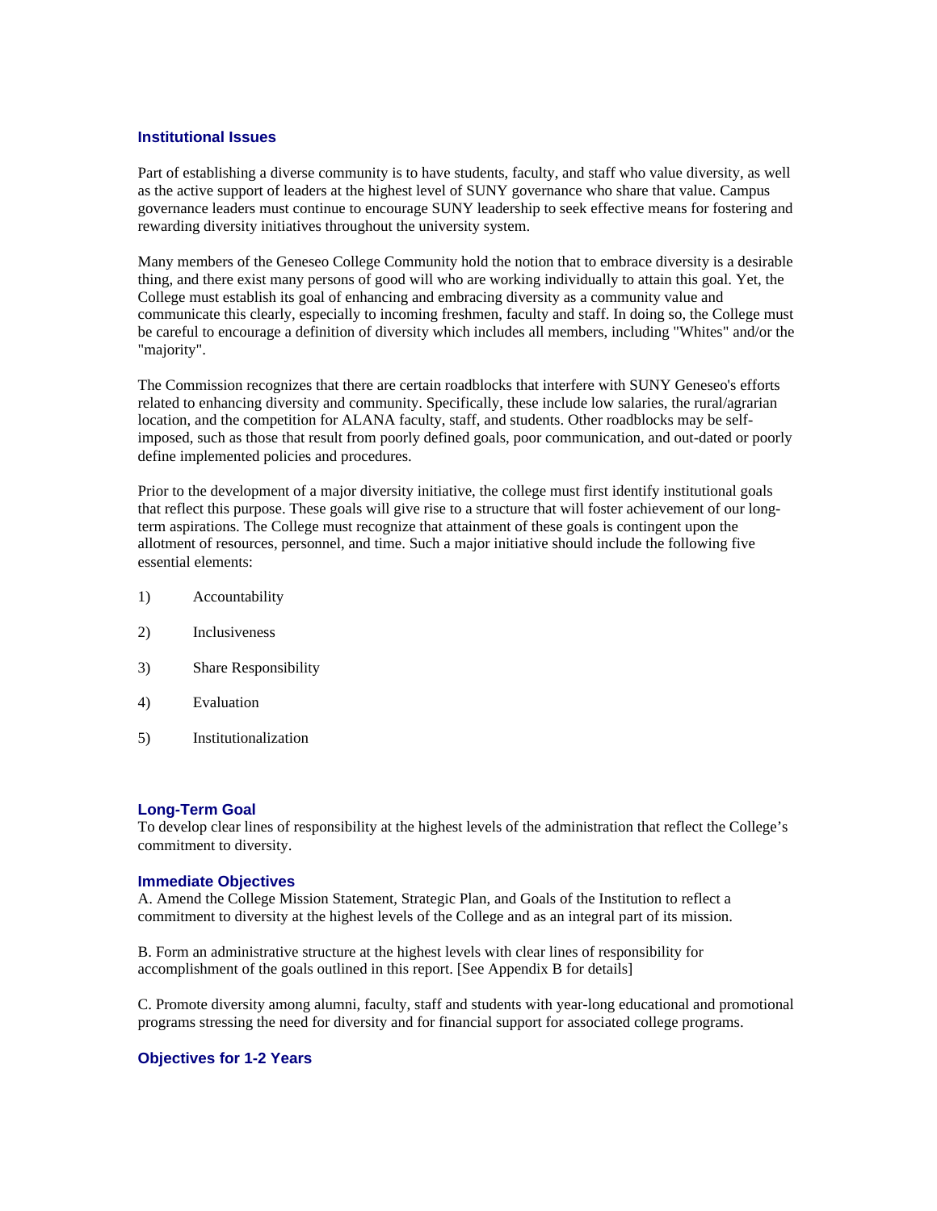### Institutional Issues

Part of establishing a diverse community is to have students, faculty, and staff who value diversity, as well as the active support of leaders at the highest level of SUNY governance who share that value. Campus governance leaders must continue to encourage SUNY leadership to seek effective means for fostering and rewarding diversity initiatives throughout the university system.

Many members of the Geneseo College Community hold the notion that to embrace diversity is a desirable thing, and there exist many persons of good will who are working individually to attain this goal. Yet, the College must establish its goal of enhancing and embracing diversity as a community value and communicate this clearly, especially to incoming freshmen, faculty and staff. In doing so, the College must be careful to encourage a definition of diversity which includes all members, including "Whites" and/or the "majority".

The Commission recognizes that there are certain roadblocks that interfere with SUNY Geneseo's efforts related to enhancing diversity and community. Specifically, these include low salaries, the rural/agrarian location, and the competition for ALANA faculty, staff, and students. Other roadblocks may be self-imposed, such as those that result from poorly defined goals, poor communication, and out-dated or poorly define implemented policies and procedures.

Prior to the development of a major diversity initiative, the college must first identify institutional goals that reflect this purpose. These goals will give rise to a structure that will foster achievement of our long-term aspirations. The College must recognize that attainment of these goals is contingent upon the allotment of resources, personnel, and time. Such a major initiative should include the following five essential elements:

1) Accountability
2) Inclusiveness
3) Share Responsibility
4) Evaluation
5) Institutionalization

### Long-Term Goal

To develop clear lines of responsibility at the highest levels of the administration that reflect the College's commitment to diversity.

### Immediate Objectives

A. Amend the College Mission Statement, Strategic Plan, and Goals of the Institution to reflect a commitment to diversity at the highest levels of the College and as an integral part of its mission.

B. Form an administrative structure at the highest levels with clear lines of responsibility for accomplishment of the goals outlined in this report. [See Appendix B for details]

C. Promote diversity among alumni, faculty, staff and students with year-long educational and promotional programs stressing the need for diversity and for financial support for associated college programs.

### Objectives for 1-2 Years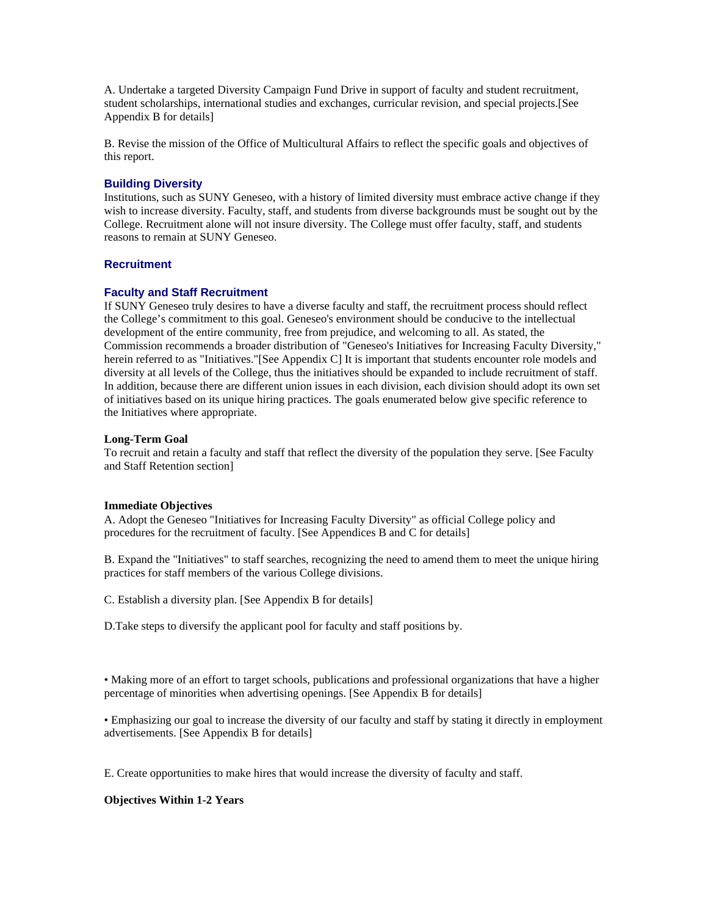A. Undertake a targeted Diversity Campaign Fund Drive in support of faculty and student recruitment, student scholarships, international studies and exchanges, curricular revision, and special projects.[See Appendix B for details]

B. Revise the mission of the Office of Multicultural Affairs to reflect the specific goals and objectives of this report.

## Building Diversity

Institutions, such as SUNY Geneseo, with a history of limited diversity must embrace active change if they wish to increase diversity. Faculty, staff, and students from diverse backgrounds must be sought out by the College. Recruitment alone will not insure diversity. The College must offer faculty, staff, and students reasons to remain at SUNY Geneseo.

## Recruitment

### Faculty and Staff Recruitment

If SUNY Geneseo truly desires to have a diverse faculty and staff, the recruitment process should reflect the College's commitment to this goal. Geneseo's environment should be conducive to the intellectual development of the entire community, free from prejudice, and welcoming to all. As stated, the Commission recommends a broader distribution of "Geneseo's Initiatives for Increasing Faculty Diversity," herein referred to as "Initiatives."[See Appendix C] It is important that students encounter role models and diversity at all levels of the College, thus the initiatives should be expanded to include recruitment of staff. In addition, because there are different union issues in each division, each division should adopt its own set of initiatives based on its unique hiring practices. The goals enumerated below give specific reference to the Initiatives where appropriate.

**Long-Term Goal**

To recruit and retain a faculty and staff that reflect the diversity of the population they serve. [See Faculty and Staff Retention section]

**Immediate Objectives**

A. Adopt the Geneseo "Initiatives for Increasing Faculty Diversity" as official College policy and procedures for the recruitment of faculty. [See Appendices B and C for details]

B. Expand the "Initiatives" to staff searches, recognizing the need to amend them to meet the unique hiring practices for staff members of the various College divisions.

C. Establish a diversity plan. [See Appendix B for details]

D.Take steps to diversify the applicant pool for faculty and staff positions by.

• Making more of an effort to target schools, publications and professional organizations that have a higher percentage of minorities when advertising openings. [See Appendix B for details]

• Emphasizing our goal to increase the diversity of our faculty and staff by stating it directly in employment advertisements. [See Appendix B for details]

E. Create opportunities to make hires that would increase the diversity of faculty and staff.

**Objectives Within 1-2 Years**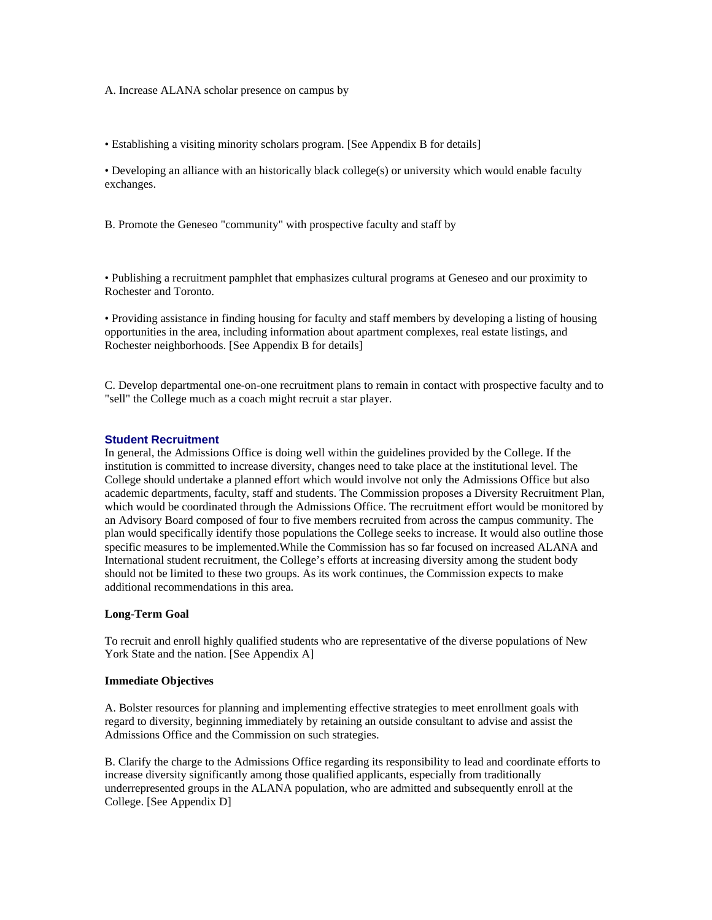A. Increase ALANA scholar presence on campus by

- Establishing a visiting minority scholars program. [See Appendix B for details]
- Developing an alliance with an historically black college(s) or university which would enable faculty exchanges.

B. Promote the Geneseo "community" with prospective faculty and staff by

- Publishing a recruitment pamphlet that emphasizes cultural programs at Geneseo and our proximity to Rochester and Toronto.
- Providing assistance in finding housing for faculty and staff members by developing a listing of housing opportunities in the area, including information about apartment complexes, real estate listings, and Rochester neighborhoods. [See Appendix B for details]

C. Develop departmental one-on-one recruitment plans to remain in contact with prospective faculty and to "sell" the College much as a coach might recruit a star player.

## Student Recruitment

In general, the Admissions Office is doing well within the guidelines provided by the College. If the institution is committed to increase diversity, changes need to take place at the institutional level. The College should undertake a planned effort which would involve not only the Admissions Office but also academic departments, faculty, staff and students. The Commission proposes a Diversity Recruitment Plan, which would be coordinated through the Admissions Office. The recruitment effort would be monitored by an Advisory Board composed of four to five members recruited from across the campus community. The plan would specifically identify those populations the College seeks to increase. It would also outline those specific measures to be implemented.While the Commission has so far focused on increased ALANA and International student recruitment, the College's efforts at increasing diversity among the student body should not be limited to these two groups. As its work continues, the Commission expects to make additional recommendations in this area.

**Long-Term Goal**

To recruit and enroll highly qualified students who are representative of the diverse populations of New York State and the nation. [See Appendix A]

**Immediate Objectives**

A. Bolster resources for planning and implementing effective strategies to meet enrollment goals with regard to diversity, beginning immediately by retaining an outside consultant to advise and assist the Admissions Office and the Commission on such strategies.

B. Clarify the charge to the Admissions Office regarding its responsibility to lead and coordinate efforts to increase diversity significantly among those qualified applicants, especially from traditionally underrepresented groups in the ALANA population, who are admitted and subsequently enroll at the College. [See Appendix D]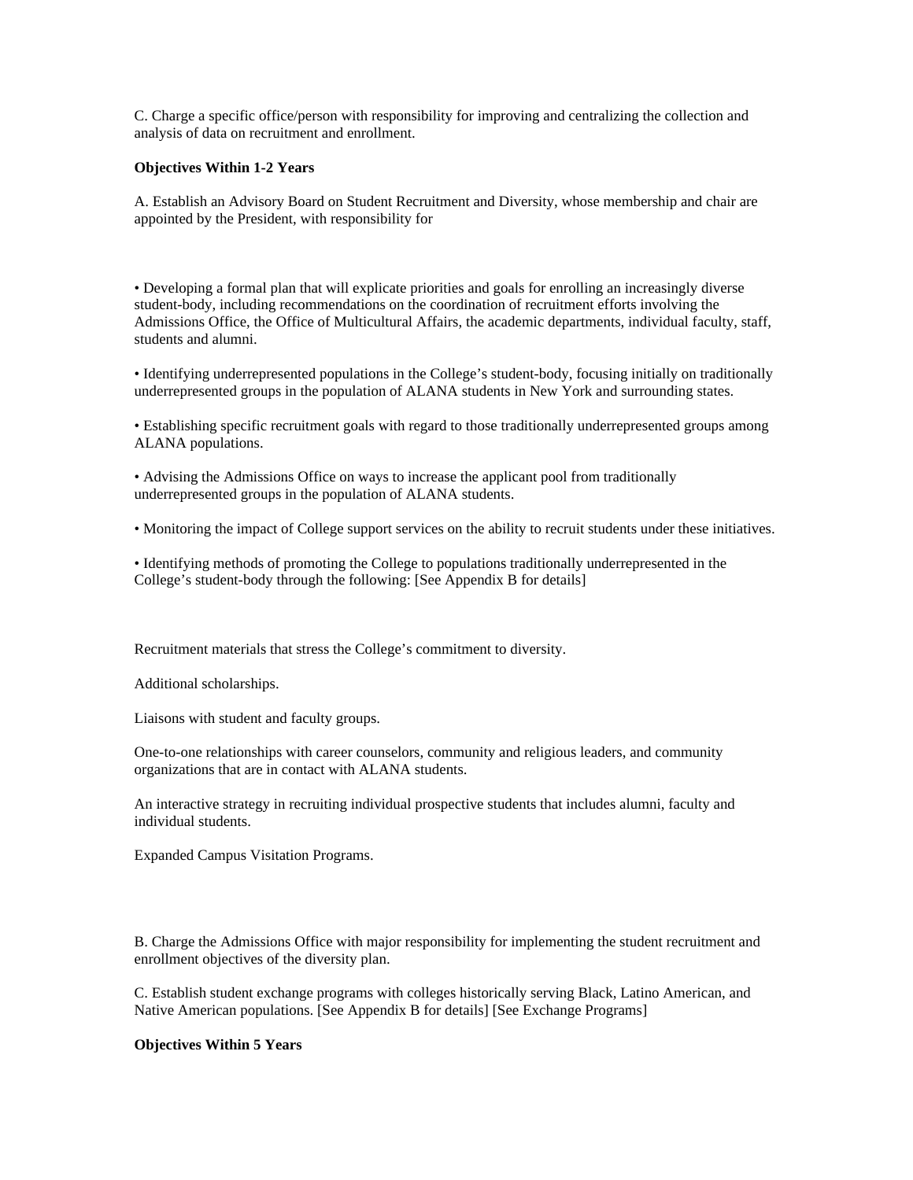C. Charge a specific office/person with responsibility for improving and centralizing the collection and analysis of data on recruitment and enrollment.

**Objectives Within 1-2 Years**

A. Establish an Advisory Board on Student Recruitment and Diversity, whose membership and chair are appointed by the President, with responsibility for

- Developing a formal plan that will explicate priorities and goals for enrolling an increasingly diverse student-body, including recommendations on the coordination of recruitment efforts involving the Admissions Office, the Office of Multicultural Affairs, the academic departments, individual faculty, staff, students and alumni.
- Identifying underrepresented populations in the College's student-body, focusing initially on traditionally underrepresented groups in the population of ALANA students in New York and surrounding states.
- Establishing specific recruitment goals with regard to those traditionally underrepresented groups among ALANA populations.
- Advising the Admissions Office on ways to increase the applicant pool from traditionally underrepresented groups in the population of ALANA students.
- Monitoring the impact of College support services on the ability to recruit students under these initiatives.
- Identifying methods of promoting the College to populations traditionally underrepresented in the College's student-body through the following: [See Appendix B for details]

Recruitment materials that stress the College's commitment to diversity.

Additional scholarships.

Liaisons with student and faculty groups.

One-to-one relationships with career counselors, community and religious leaders, and community organizations that are in contact with ALANA students.

An interactive strategy in recruiting individual prospective students that includes alumni, faculty and individual students.

Expanded Campus Visitation Programs.

B. Charge the Admissions Office with major responsibility for implementing the student recruitment and enrollment objectives of the diversity plan.

C. Establish student exchange programs with colleges historically serving Black, Latino American, and Native American populations. [See Appendix B for details] [See Exchange Programs]

**Objectives Within 5 Years**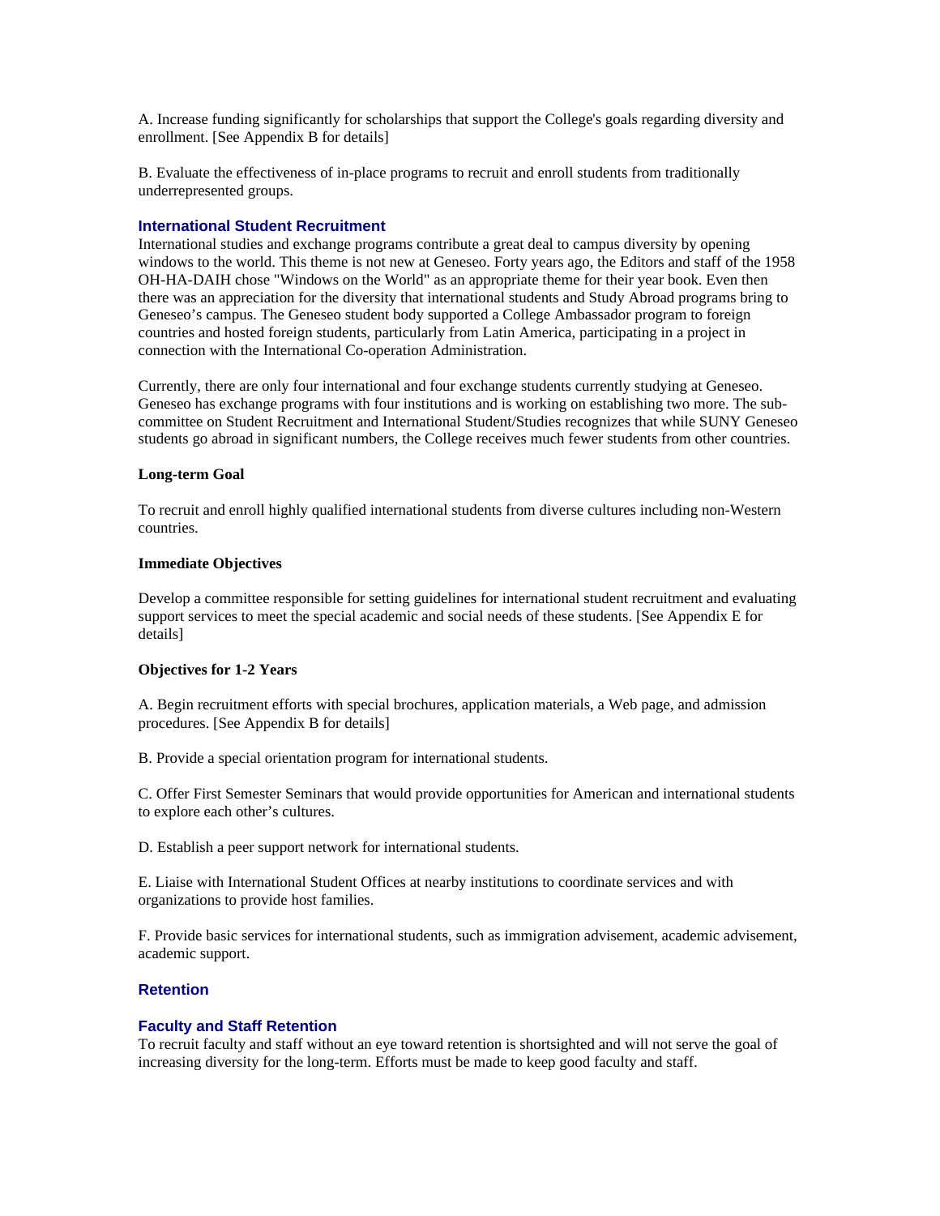A. Increase funding significantly for scholarships that support the College's goals regarding diversity and enrollment. [See Appendix B for details]

B. Evaluate the effectiveness of in-place programs to recruit and enroll students from traditionally underrepresented groups.

### International Student Recruitment

International studies and exchange programs contribute a great deal to campus diversity by opening windows to the world. This theme is not new at Geneseo. Forty years ago, the Editors and staff of the 1958 OH-HA-DAIH chose "Windows on the World" as an appropriate theme for their year book. Even then there was an appreciation for the diversity that international students and Study Abroad programs bring to Geneseo's campus. The Geneseo student body supported a College Ambassador program to foreign countries and hosted foreign students, particularly from Latin America, participating in a project in connection with the International Co-operation Administration.

Currently, there are only four international and four exchange students currently studying at Geneseo. Geneseo has exchange programs with four institutions and is working on establishing two more. The sub-committee on Student Recruitment and International Student/Studies recognizes that while SUNY Geneseo students go abroad in significant numbers, the College receives much fewer students from other countries.

**Long-term Goal**

To recruit and enroll highly qualified international students from diverse cultures including non-Western countries.

**Immediate Objectives**

Develop a committee responsible for setting guidelines for international student recruitment and evaluating support services to meet the special academic and social needs of these students. [See Appendix E for details]

**Objectives for 1-2 Years**

A. Begin recruitment efforts with special brochures, application materials, a Web page, and admission procedures. [See Appendix B for details]

B. Provide a special orientation program for international students.

C. Offer First Semester Seminars that would provide opportunities for American and international students to explore each other's cultures.

D. Establish a peer support network for international students.

E. Liaise with International Student Offices at nearby institutions to coordinate services and with organizations to provide host families.

F. Provide basic services for international students, such as immigration advisement, academic advisement, academic support.

## Retention

### Faculty and Staff Retention

To recruit faculty and staff without an eye toward retention is shortsighted and will not serve the goal of increasing diversity for the long-term. Efforts must be made to keep good faculty and staff.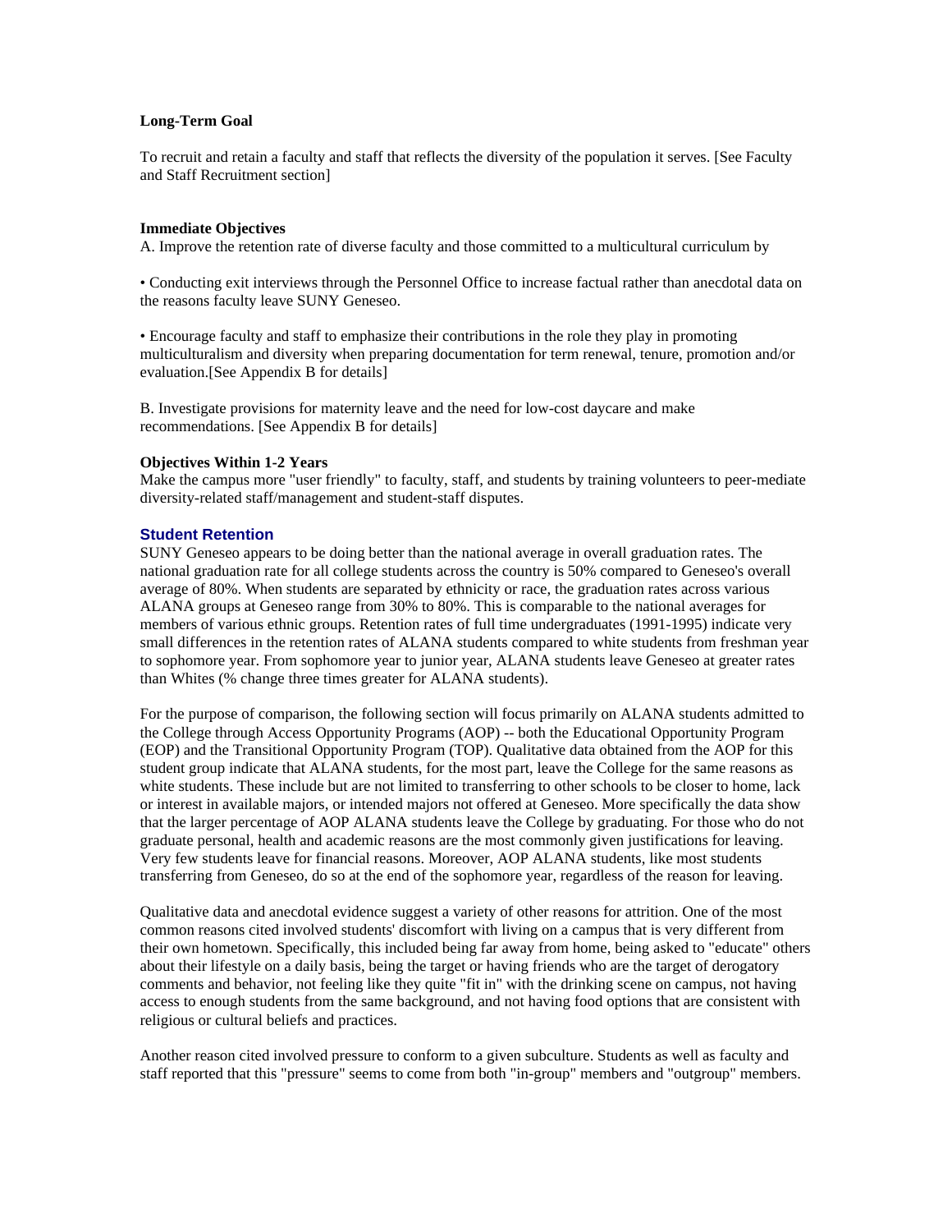**Long-Term Goal**

To recruit and retain a faculty and staff that reflects the diversity of the population it serves. [See Faculty and Staff Recruitment section]

**Immediate Objectives**

A. Improve the retention rate of diverse faculty and those committed to a multicultural curriculum by

• Conducting exit interviews through the Personnel Office to increase factual rather than anecdotal data on the reasons faculty leave SUNY Geneseo.

• Encourage faculty and staff to emphasize their contributions in the role they play in promoting multiculturalism and diversity when preparing documentation for term renewal, tenure, promotion and/or evaluation.[See Appendix B for details]

B. Investigate provisions for maternity leave and the need for low-cost daycare and make recommendations. [See Appendix B for details]

**Objectives Within 1-2 Years**

Make the campus more "user friendly" to faculty, staff, and students by training volunteers to peer-mediate diversity-related staff/management and student-staff disputes.

### Student Retention

SUNY Geneseo appears to be doing better than the national average in overall graduation rates. The national graduation rate for all college students across the country is 50% compared to Geneseo's overall average of 80%. When students are separated by ethnicity or race, the graduation rates across various ALANA groups at Geneseo range from 30% to 80%. This is comparable to the national averages for members of various ethnic groups. Retention rates of full time undergraduates (1991-1995) indicate very small differences in the retention rates of ALANA students compared to white students from freshman year to sophomore year. From sophomore year to junior year, ALANA students leave Geneseo at greater rates than Whites (% change three times greater for ALANA students).

For the purpose of comparison, the following section will focus primarily on ALANA students admitted to the College through Access Opportunity Programs (AOP) -- both the Educational Opportunity Program (EOP) and the Transitional Opportunity Program (TOP). Qualitative data obtained from the AOP for this student group indicate that ALANA students, for the most part, leave the College for the same reasons as white students. These include but are not limited to transferring to other schools to be closer to home, lack or interest in available majors, or intended majors not offered at Geneseo. More specifically the data show that the larger percentage of AOP ALANA students leave the College by graduating. For those who do not graduate personal, health and academic reasons are the most commonly given justifications for leaving. Very few students leave for financial reasons. Moreover, AOP ALANA students, like most students transferring from Geneseo, do so at the end of the sophomore year, regardless of the reason for leaving.

Qualitative data and anecdotal evidence suggest a variety of other reasons for attrition. One of the most common reasons cited involved students' discomfort with living on a campus that is very different from their own hometown. Specifically, this included being far away from home, being asked to "educate" others about their lifestyle on a daily basis, being the target or having friends who are the target of derogatory comments and behavior, not feeling like they quite "fit in" with the drinking scene on campus, not having access to enough students from the same background, and not having food options that are consistent with religious or cultural beliefs and practices.

Another reason cited involved pressure to conform to a given subculture. Students as well as faculty and staff reported that this "pressure" seems to come from both "in-group" members and "outgroup" members.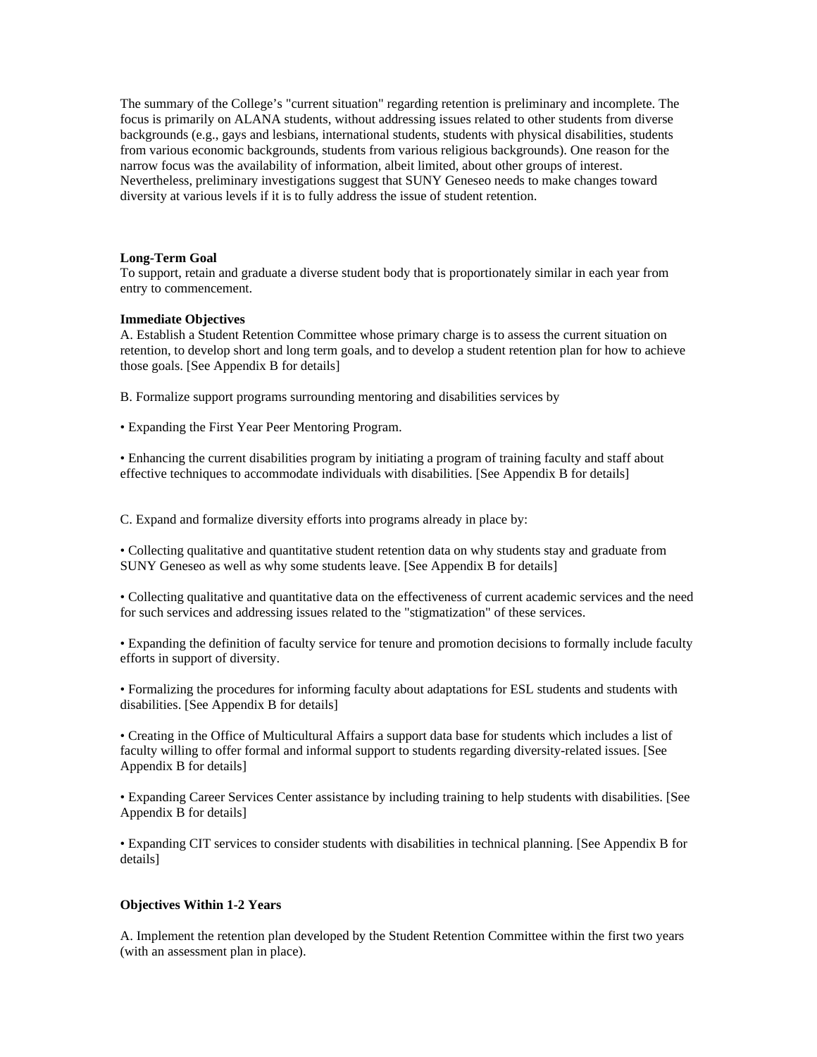The summary of the College's "current situation" regarding retention is preliminary and incomplete. The focus is primarily on ALANA students, without addressing issues related to other students from diverse backgrounds (e.g., gays and lesbians, international students, students with physical disabilities, students from various economic backgrounds, students from various religious backgrounds). One reason for the narrow focus was the availability of information, albeit limited, about other groups of interest. Nevertheless, preliminary investigations suggest that SUNY Geneseo needs to make changes toward diversity at various levels if it is to fully address the issue of student retention.

**Long-Term Goal**
To support, retain and graduate a diverse student body that is proportionately similar in each year from entry to commencement.

**Immediate Objectives**
A. Establish a Student Retention Committee whose primary charge is to assess the current situation on retention, to develop short and long term goals, and to develop a student retention plan for how to achieve those goals. [See Appendix B for details]

B. Formalize support programs surrounding mentoring and disabilities services by

• Expanding the First Year Peer Mentoring Program.

• Enhancing the current disabilities program by initiating a program of training faculty and staff about effective techniques to accommodate individuals with disabilities. [See Appendix B for details]

C. Expand and formalize diversity efforts into programs already in place by:

• Collecting qualitative and quantitative student retention data on why students stay and graduate from SUNY Geneseo as well as why some students leave. [See Appendix B for details]

• Collecting qualitative and quantitative data on the effectiveness of current academic services and the need for such services and addressing issues related to the "stigmatization" of these services.

• Expanding the definition of faculty service for tenure and promotion decisions to formally include faculty efforts in support of diversity.

• Formalizing the procedures for informing faculty about adaptations for ESL students and students with disabilities. [See Appendix B for details]

• Creating in the Office of Multicultural Affairs a support data base for students which includes a list of faculty willing to offer formal and informal support to students regarding diversity-related issues. [See Appendix B for details]

• Expanding Career Services Center assistance by including training to help students with disabilities. [See Appendix B for details]

• Expanding CIT services to consider students with disabilities in technical planning. [See Appendix B for details]

**Objectives Within 1-2 Years**

A. Implement the retention plan developed by the Student Retention Committee within the first two years (with an assessment plan in place).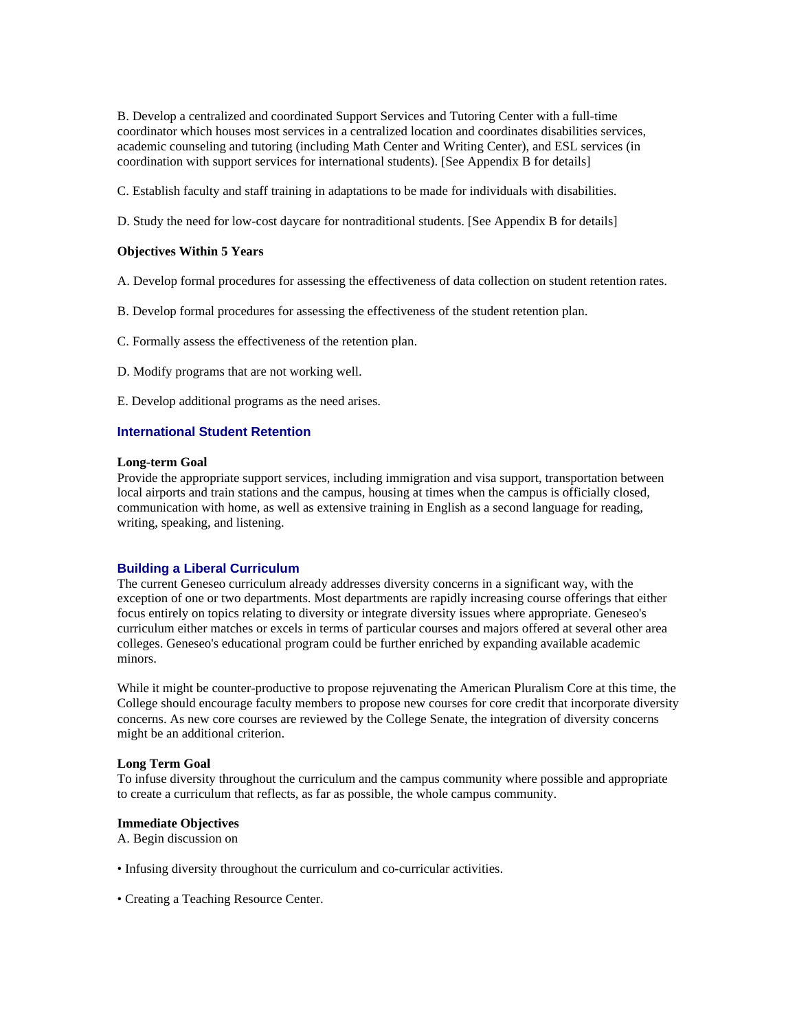B. Develop a centralized and coordinated Support Services and Tutoring Center with a full-time coordinator which houses most services in a centralized location and coordinates disabilities services, academic counseling and tutoring (including Math Center and Writing Center), and ESL services (in coordination with support services for international students). [See Appendix B for details]

C. Establish faculty and staff training in adaptations to be made for individuals with disabilities.

D. Study the need for low-cost daycare for nontraditional students. [See Appendix B for details]

**Objectives Within 5 Years**

A. Develop formal procedures for assessing the effectiveness of data collection on student retention rates.

B. Develop formal procedures for assessing the effectiveness of the student retention plan.

C. Formally assess the effectiveness of the retention plan.

D. Modify programs that are not working well.

E. Develop additional programs as the need arises.

### International Student Retention

**Long-term Goal**
Provide the appropriate support services, including immigration and visa support, transportation between local airports and train stations and the campus, housing at times when the campus is officially closed, communication with home, as well as extensive training in English as a second language for reading, writing, speaking, and listening.

### Building a Liberal Curriculum

The current Geneseo curriculum already addresses diversity concerns in a significant way, with the exception of one or two departments. Most departments are rapidly increasing course offerings that either focus entirely on topics relating to diversity or integrate diversity issues where appropriate. Geneseo's curriculum either matches or excels in terms of particular courses and majors offered at several other area colleges. Geneseo's educational program could be further enriched by expanding available academic minors.

While it might be counter-productive to propose rejuvenating the American Pluralism Core at this time, the College should encourage faculty members to propose new courses for core credit that incorporate diversity concerns. As new core courses are reviewed by the College Senate, the integration of diversity concerns might be an additional criterion.

**Long Term Goal**
To infuse diversity throughout the curriculum and the campus community where possible and appropriate to create a curriculum that reflects, as far as possible, the whole campus community.

**Immediate Objectives**
A. Begin discussion on

- Infusing diversity throughout the curriculum and co-curricular activities.
- Creating a Teaching Resource Center.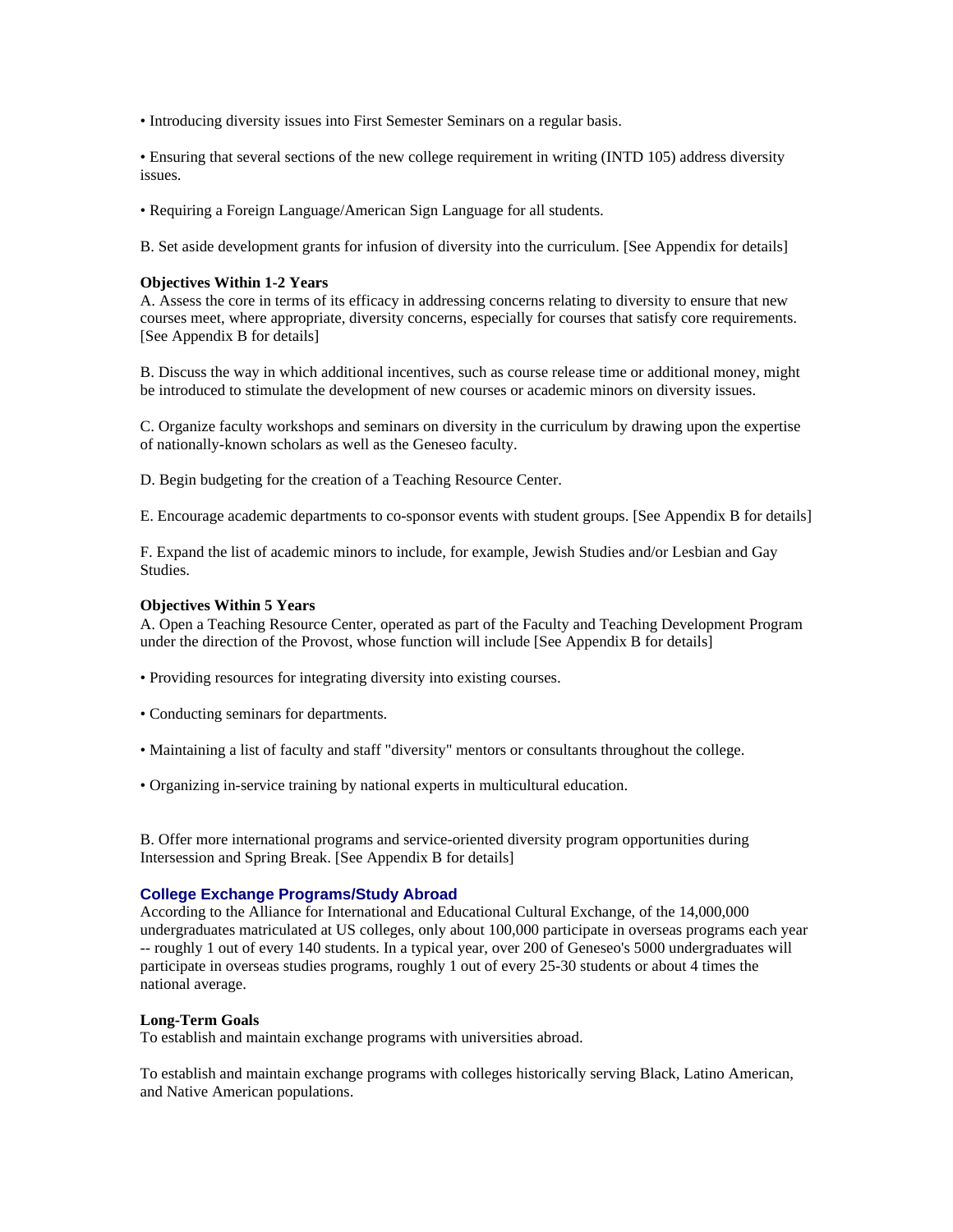• Introducing diversity issues into First Semester Seminars on a regular basis.

• Ensuring that several sections of the new college requirement in writing (INTD 105) address diversity issues.

• Requiring a Foreign Language/American Sign Language for all students.

B. Set aside development grants for infusion of diversity into the curriculum. [See Appendix for details]

**Objectives Within 1-2 Years**
A. Assess the core in terms of its efficacy in addressing concerns relating to diversity to ensure that new courses meet, where appropriate, diversity concerns, especially for courses that satisfy core requirements. [See Appendix B for details]

B. Discuss the way in which additional incentives, such as course release time or additional money, might be introduced to stimulate the development of new courses or academic minors on diversity issues.

C. Organize faculty workshops and seminars on diversity in the curriculum by drawing upon the expertise of nationally-known scholars as well as the Geneseo faculty.

D. Begin budgeting for the creation of a Teaching Resource Center.

E. Encourage academic departments to co-sponsor events with student groups. [See Appendix B for details]

F. Expand the list of academic minors to include, for example, Jewish Studies and/or Lesbian and Gay Studies.

**Objectives Within 5 Years**
A. Open a Teaching Resource Center, operated as part of the Faculty and Teaching Development Program under the direction of the Provost, whose function will include [See Appendix B for details]

• Providing resources for integrating diversity into existing courses.

• Conducting seminars for departments.

• Maintaining a list of faculty and staff "diversity" mentors or consultants throughout the college.

• Organizing in-service training by national experts in multicultural education.

B. Offer more international programs and service-oriented diversity program opportunities during Intersession and Spring Break. [See Appendix B for details]

### College Exchange Programs/Study Abroad

According to the Alliance for International and Educational Cultural Exchange, of the 14,000,000 undergraduates matriculated at US colleges, only about 100,000 participate in overseas programs each year -- roughly 1 out of every 140 students. In a typical year, over 200 of Geneseo's 5000 undergraduates will participate in overseas studies programs, roughly 1 out of every 25-30 students or about 4 times the national average.

**Long-Term Goals**
To establish and maintain exchange programs with universities abroad.

To establish and maintain exchange programs with colleges historically serving Black, Latino American, and Native American populations.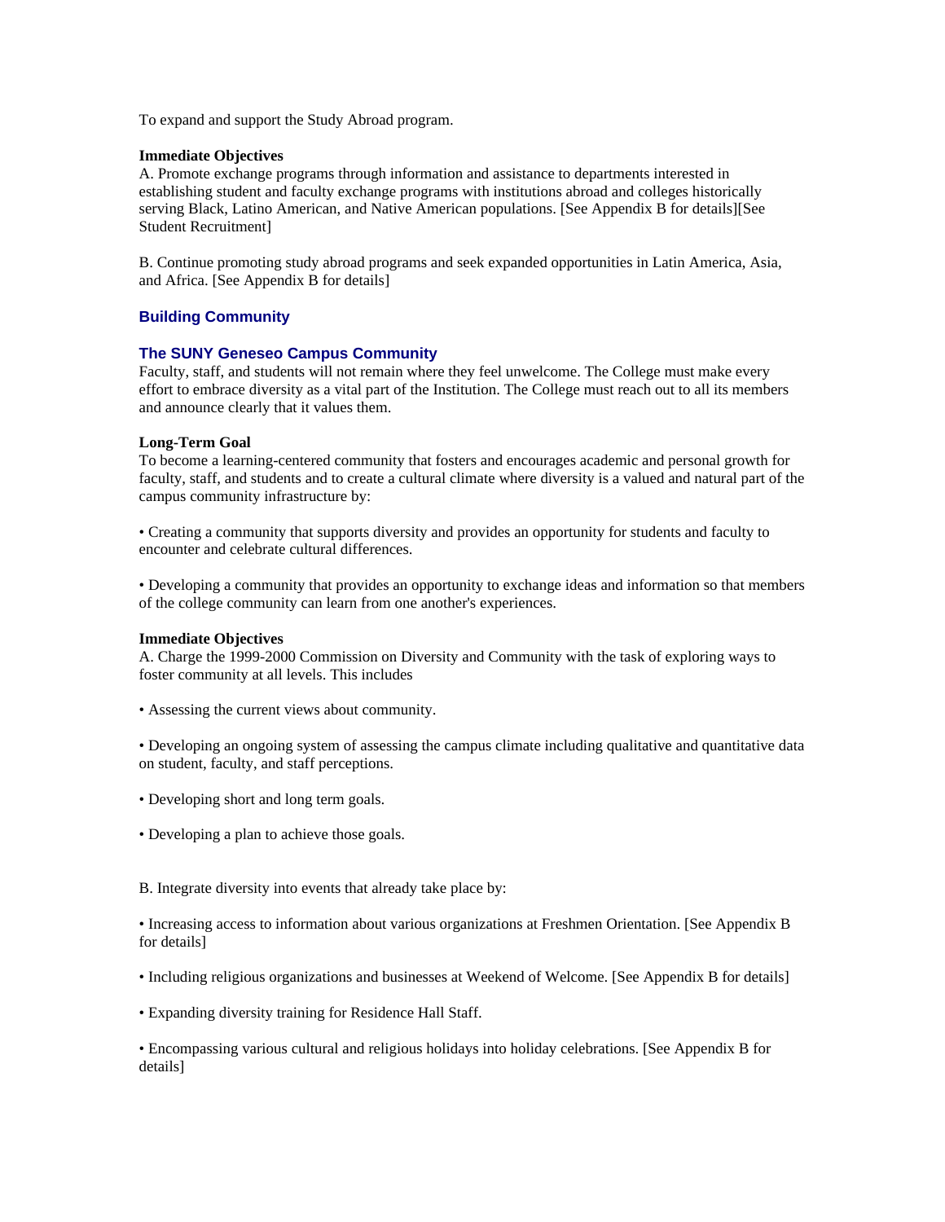To expand and support the Study Abroad program.

**Immediate Objectives**

A. Promote exchange programs through information and assistance to departments interested in establishing student and faculty exchange programs with institutions abroad and colleges historically serving Black, Latino American, and Native American populations. [See Appendix B for details][See Student Recruitment]

B. Continue promoting study abroad programs and seek expanded opportunities in Latin America, Asia, and Africa. [See Appendix B for details]

## Building Community

### The SUNY Geneseo Campus Community

Faculty, staff, and students will not remain where they feel unwelcome. The College must make every effort to embrace diversity as a vital part of the Institution. The College must reach out to all its members and announce clearly that it values them.

**Long-Term Goal**

To become a learning-centered community that fosters and encourages academic and personal growth for faculty, staff, and students and to create a cultural climate where diversity is a valued and natural part of the campus community infrastructure by:

• Creating a community that supports diversity and provides an opportunity for students and faculty to encounter and celebrate cultural differences.

• Developing a community that provides an opportunity to exchange ideas and information so that members of the college community can learn from one another's experiences.

**Immediate Objectives**

A. Charge the 1999-2000 Commission on Diversity and Community with the task of exploring ways to foster community at all levels. This includes

• Assessing the current views about community.

• Developing an ongoing system of assessing the campus climate including qualitative and quantitative data on student, faculty, and staff perceptions.

• Developing short and long term goals.

• Developing a plan to achieve those goals.

B. Integrate diversity into events that already take place by:

• Increasing access to information about various organizations at Freshmen Orientation. [See Appendix B for details]

• Including religious organizations and businesses at Weekend of Welcome. [See Appendix B for details]

• Expanding diversity training for Residence Hall Staff.

• Encompassing various cultural and religious holidays into holiday celebrations. [See Appendix B for details]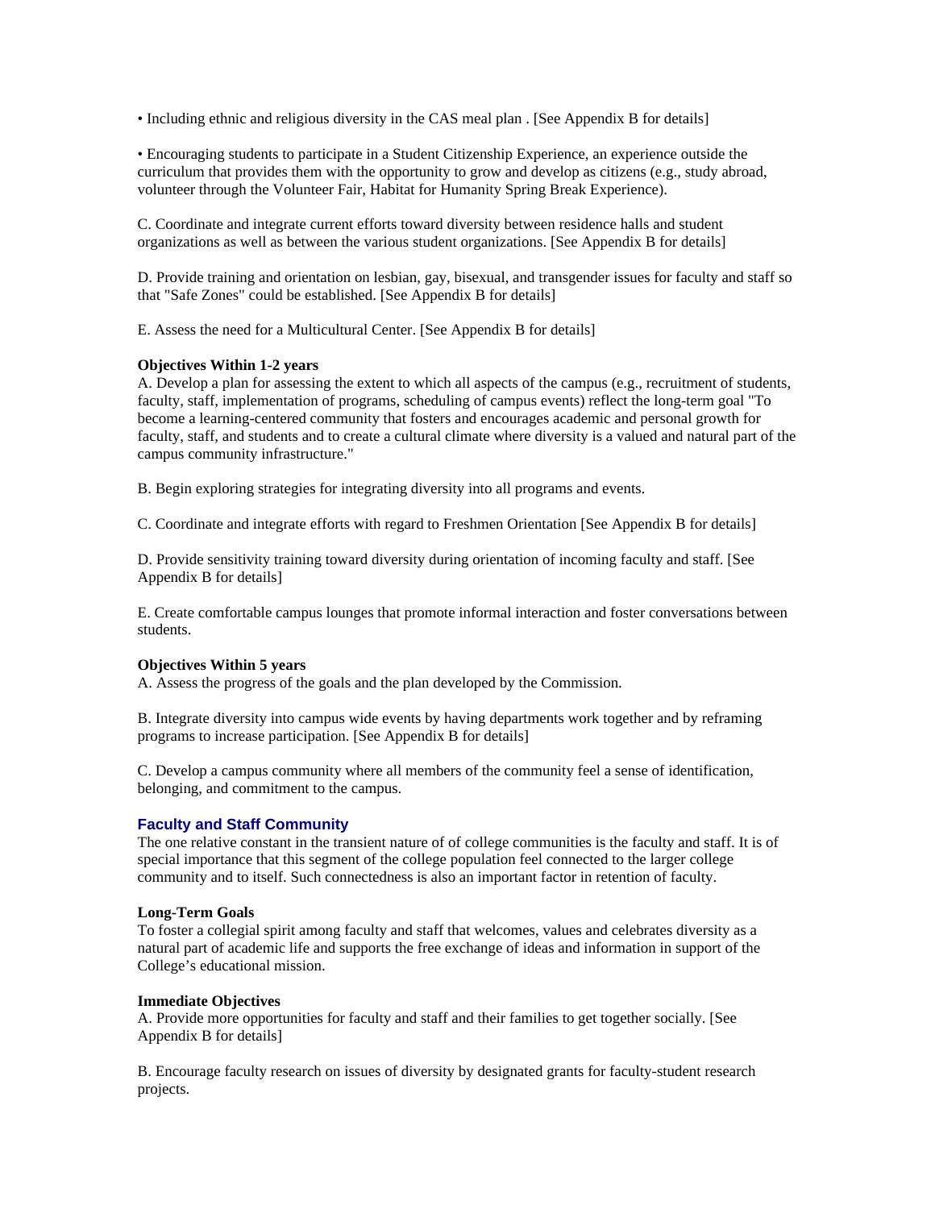• Including ethnic and religious diversity in the CAS meal plan . [See Appendix B for details]

• Encouraging students to participate in a Student Citizenship Experience, an experience outside the curriculum that provides them with the opportunity to grow and develop as citizens (e.g., study abroad, volunteer through the Volunteer Fair, Habitat for Humanity Spring Break Experience).

C. Coordinate and integrate current efforts toward diversity between residence halls and student organizations as well as between the various student organizations. [See Appendix B for details]

D. Provide training and orientation on lesbian, gay, bisexual, and transgender issues for faculty and staff so that "Safe Zones" could be established. [See Appendix B for details]

E. Assess the need for a Multicultural Center. [See Appendix B for details]

**Objectives Within 1-2 years**

A. Develop a plan for assessing the extent to which all aspects of the campus (e.g., recruitment of students, faculty, staff, implementation of programs, scheduling of campus events) reflect the long-term goal "To become a learning-centered community that fosters and encourages academic and personal growth for faculty, staff, and students and to create a cultural climate where diversity is a valued and natural part of the campus community infrastructure."

B. Begin exploring strategies for integrating diversity into all programs and events.

C. Coordinate and integrate efforts with regard to Freshmen Orientation [See Appendix B for details]

D. Provide sensitivity training toward diversity during orientation of incoming faculty and staff. [See Appendix B for details]

E. Create comfortable campus lounges that promote informal interaction and foster conversations between students.

**Objectives Within 5 years**

A. Assess the progress of the goals and the plan developed by the Commission.

B. Integrate diversity into campus wide events by having departments work together and by reframing programs to increase participation. [See Appendix B for details]

C. Develop a campus community where all members of the community feel a sense of identification, belonging, and commitment to the campus.

### Faculty and Staff Community

The one relative constant in the transient nature of of college communities is the faculty and staff. It is of special importance that this segment of the college population feel connected to the larger college community and to itself. Such connectedness is also an important factor in retention of faculty.

**Long-Term Goals**

To foster a collegial spirit among faculty and staff that welcomes, values and celebrates diversity as a natural part of academic life and supports the free exchange of ideas and information in support of the College's educational mission.

**Immediate Objectives**

A. Provide more opportunities for faculty and staff and their families to get together socially. [See Appendix B for details]

B. Encourage faculty research on issues of diversity by designated grants for faculty-student research projects.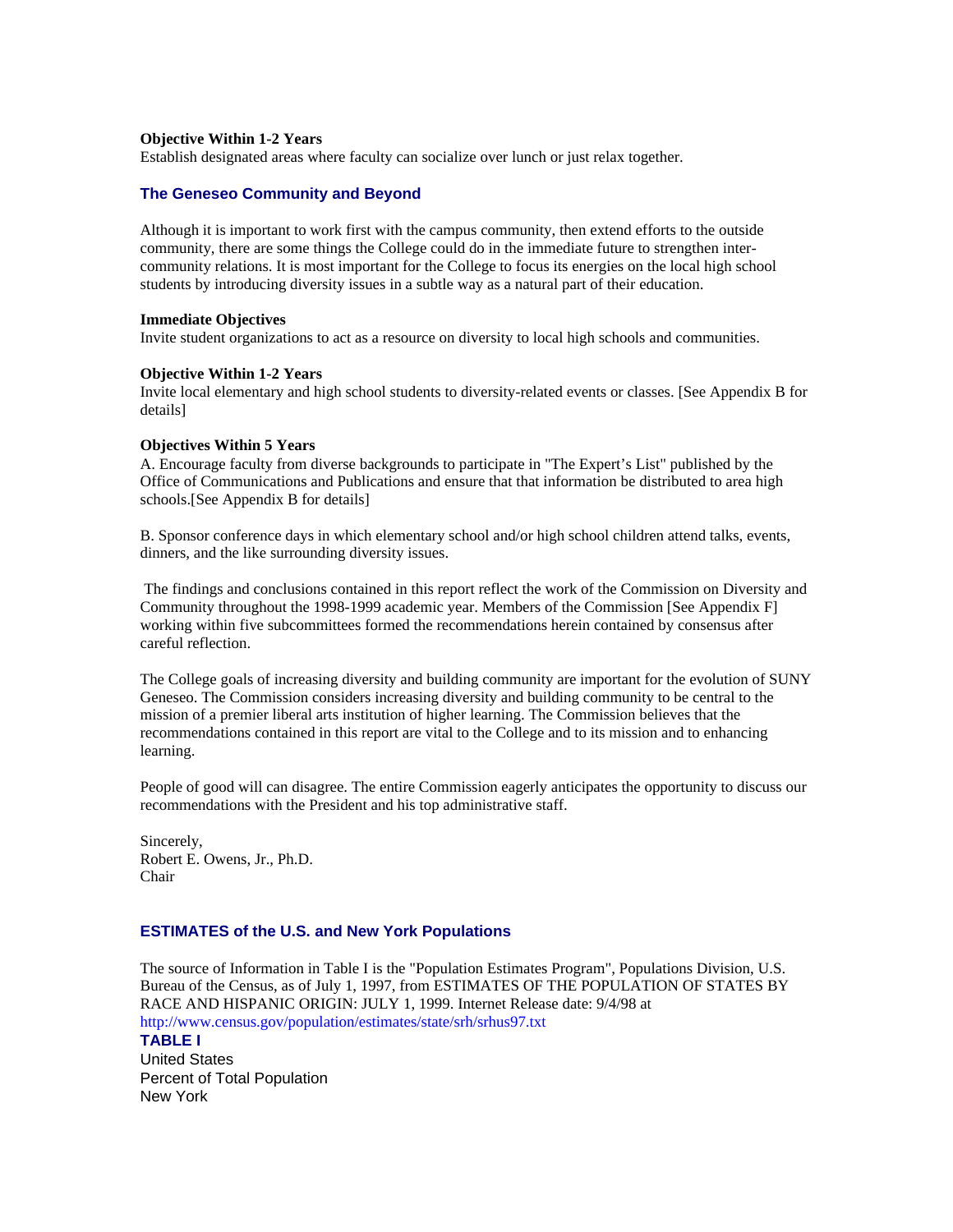**Objective Within 1-2 Years**
Establish designated areas where faculty can socialize over lunch or just relax together.

### The Geneseo Community and Beyond

Although it is important to work first with the campus community, then extend efforts to the outside community, there are some things the College could do in the immediate future to strengthen inter-community relations. It is most important for the College to focus its energies on the local high school students by introducing diversity issues in a subtle way as a natural part of their education.

**Immediate Objectives**
Invite student organizations to act as a resource on diversity to local high schools and communities.

**Objective Within 1-2 Years**
Invite local elementary and high school students to diversity-related events or classes. [See Appendix B for details]

**Objectives Within 5 Years**
A. Encourage faculty from diverse backgrounds to participate in "The Expert's List" published by the Office of Communications and Publications and ensure that that information be distributed to area high schools.[See Appendix B for details]

B. Sponsor conference days in which elementary school and/or high school children attend talks, events, dinners, and the like surrounding diversity issues.

The findings and conclusions contained in this report reflect the work of the Commission on Diversity and Community throughout the 1998-1999 academic year. Members of the Commission [See Appendix F] working within five subcommittees formed the recommendations herein contained by consensus after careful reflection.

The College goals of increasing diversity and building community are important for the evolution of SUNY Geneseo. The Commission considers increasing diversity and building community to be central to the mission of a premier liberal arts institution of higher learning. The Commission believes that the recommendations contained in this report are vital to the College and to its mission and to enhancing learning.

People of good will can disagree. The entire Commission eagerly anticipates the opportunity to discuss our recommendations with the President and his top administrative staff.

Sincerely,
Robert E. Owens, Jr., Ph.D.
Chair

### ESTIMATES of the U.S. and New York Populations

The source of Information in Table I is the "Population Estimates Program", Populations Division, U.S. Bureau of the Census, as of July 1, 1997, from ESTIMATES OF THE POPULATION OF STATES BY RACE AND HISPANIC ORIGIN: JULY 1, 1999. Internet Release date: 9/4/98 at http://www.census.gov/population/estimates/state/srh/srhus97.txt

**TABLE I**

United States
Percent of Total Population
New York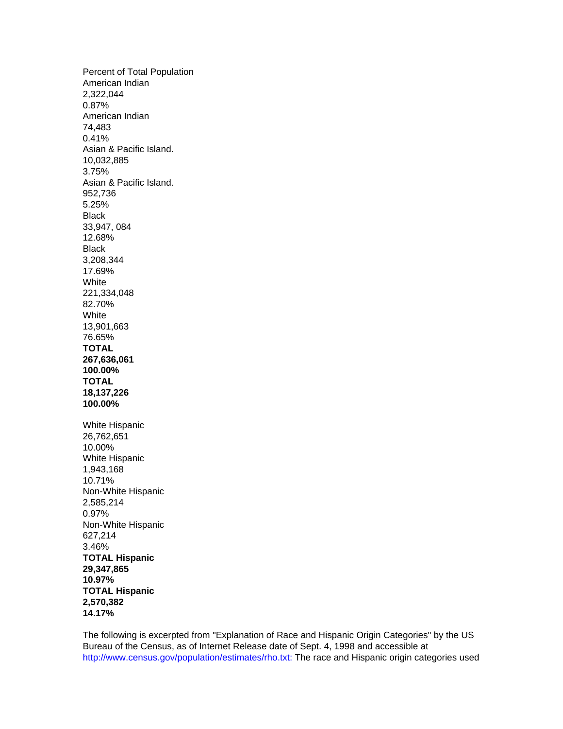Percent of Total Population
American Indian
2,322,044
0.87%
American Indian
74,483
0.41%
Asian & Pacific Island.
10,032,885
3.75%
Asian & Pacific Island.
952,736
5.25%
Black
33,947, 084
12.68%
Black
3,208,344
17.69%
White
221,334,048
82.70%
White
13,901,663
76.65%
**TOTAL**
**267,636,061**
**100.00%**
**TOTAL**
**18,137,226**
**100.00%**

White Hispanic
26,762,651
10.00%
White Hispanic
1,943,168
10.71%
Non-White Hispanic
2,585,214
0.97%
Non-White Hispanic
627,214
3.46%
**TOTAL Hispanic**
**29,347,865**
**10.97%**
**TOTAL Hispanic**
**2,570,382**
**14.17%**

The following is excerpted from "Explanation of Race and Hispanic Origin Categories" by the US Bureau of the Census, as of Internet Release date of Sept. 4, 1998 and accessible at http://www.census.gov/population/estimates/rho.txt: The race and Hispanic origin categories used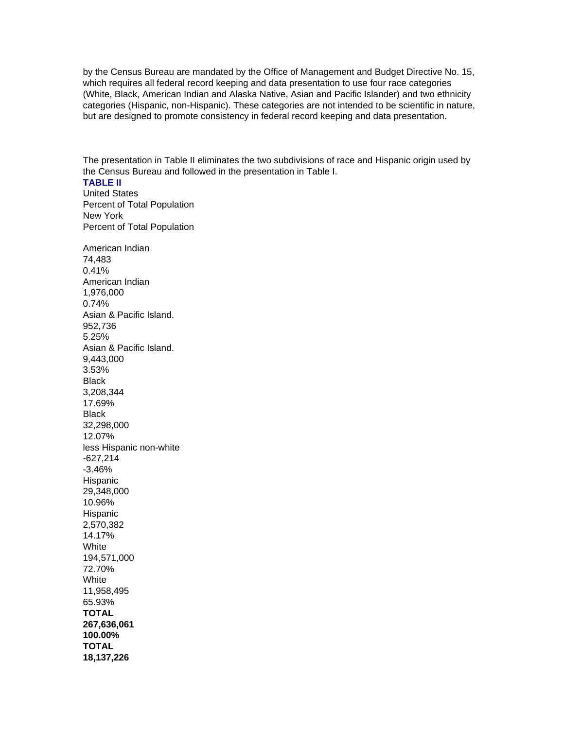by the Census Bureau are mandated by the Office of Management and Budget Directive No. 15, which requires all federal record keeping and data presentation to use four race categories (White, Black, American Indian and Alaska Native, Asian and Pacific Islander) and two ethnicity categories (Hispanic, non-Hispanic). These categories are not intended to be scientific in nature, but are designed to promote consistency in federal record keeping and data presentation.

The presentation in Table II eliminates the two subdivisions of race and Hispanic origin used by the Census Bureau and followed in the presentation in Table I.

**TABLE II**

| | United States | Percent of Total Population | | New York | Percent of Total Population |
|---|---|---|---|---|---|
| American Indian | 1,976,000 | 0.74% | American Indian | 74,483 | 0.41% |
| Asian & Pacific Island. | 9,443,000 | 3.53% | Asian & Pacific Island. | 952,736 | 5.25% |
| Black | 32,298,000 | 12.07% | Black | 3,208,344 | 17.69% |
| | | | less Hispanic non-white | -627,214 | -3.46% |
| Hispanic | 29,348,000 | 10.96% | Hispanic | 2,570,382 | 14.17% |
| White | 194,571,000 | 72.70% | White | 11,958,495 | 65.93% |
| **TOTAL** | **267,636,061** | **100.00%** | **TOTAL** | **18,137,226** | |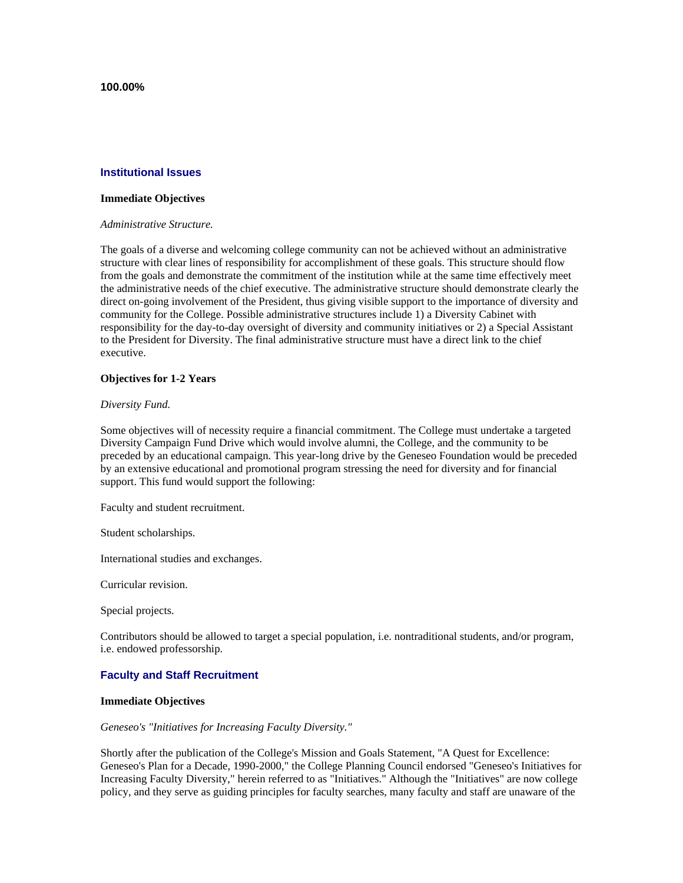**100.00%**

## Institutional Issues

**Immediate Objectives**

*Administrative Structure.*

The goals of a diverse and welcoming college community can not be achieved without an administrative structure with clear lines of responsibility for accomplishment of these goals. This structure should flow from the goals and demonstrate the commitment of the institution while at the same time effectively meet the administrative needs of the chief executive. The administrative structure should demonstrate clearly the direct on-going involvement of the President, thus giving visible support to the importance of diversity and community for the College. Possible administrative structures include 1) a Diversity Cabinet with responsibility for the day-to-day oversight of diversity and community initiatives or 2) a Special Assistant to the President for Diversity. The final administrative structure must have a direct link to the chief executive.

**Objectives for 1-2 Years**

*Diversity Fund.*

Some objectives will of necessity require a financial commitment. The College must undertake a targeted Diversity Campaign Fund Drive which would involve alumni, the College, and the community to be preceded by an educational campaign. This year-long drive by the Geneseo Foundation would be preceded by an extensive educational and promotional program stressing the need for diversity and for financial support. This fund would support the following:

Faculty and student recruitment.

Student scholarships.

International studies and exchanges.

Curricular revision.

Special projects.

Contributors should be allowed to target a special population, i.e. nontraditional students, and/or program, i.e. endowed professorship.

## Faculty and Staff Recruitment

**Immediate Objectives**

*Geneseo's "Initiatives for Increasing Faculty Diversity."*

Shortly after the publication of the College's Mission and Goals Statement, "A Quest for Excellence: Geneseo's Plan for a Decade, 1990-2000," the College Planning Council endorsed "Geneseo's Initiatives for Increasing Faculty Diversity," herein referred to as "Initiatives." Although the "Initiatives" are now college policy, and they serve as guiding principles for faculty searches, many faculty and staff are unaware of the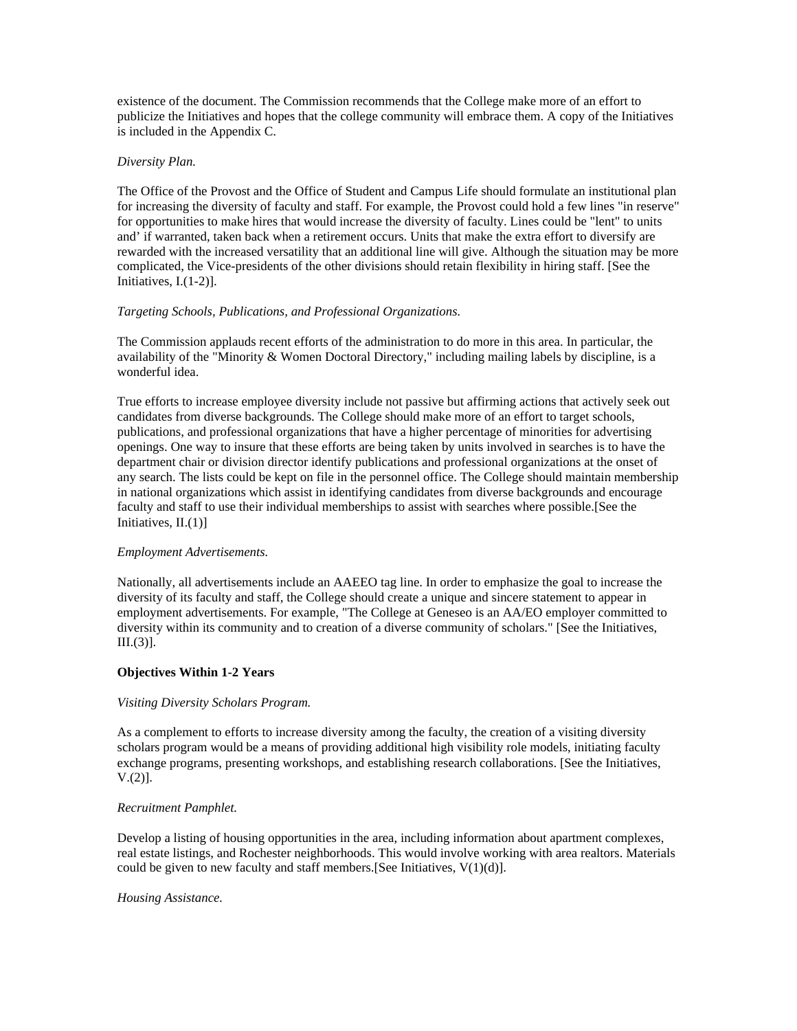existence of the document. The Commission recommends that the College make more of an effort to publicize the Initiatives and hopes that the college community will embrace them. A copy of the Initiatives is included in the Appendix C.

*Diversity Plan.*

The Office of the Provost and the Office of Student and Campus Life should formulate an institutional plan for increasing the diversity of faculty and staff. For example, the Provost could hold a few lines "in reserve" for opportunities to make hires that would increase the diversity of faculty. Lines could be "lent" to units and' if warranted, taken back when a retirement occurs. Units that make the extra effort to diversify are rewarded with the increased versatility that an additional line will give. Although the situation may be more complicated, the Vice-presidents of the other divisions should retain flexibility in hiring staff. [See the Initiatives, I.(1-2)].

*Targeting Schools, Publications, and Professional Organizations.*

The Commission applauds recent efforts of the administration to do more in this area. In particular, the availability of the "Minority & Women Doctoral Directory," including mailing labels by discipline, is a wonderful idea.

True efforts to increase employee diversity include not passive but affirming actions that actively seek out candidates from diverse backgrounds. The College should make more of an effort to target schools, publications, and professional organizations that have a higher percentage of minorities for advertising openings. One way to insure that these efforts are being taken by units involved in searches is to have the department chair or division director identify publications and professional organizations at the onset of any search. The lists could be kept on file in the personnel office. The College should maintain membership in national organizations which assist in identifying candidates from diverse backgrounds and encourage faculty and staff to use their individual memberships to assist with searches where possible.[See the Initiatives, II.(1)]

*Employment Advertisements.*

Nationally, all advertisements include an AAEEO tag line. In order to emphasize the goal to increase the diversity of its faculty and staff, the College should create a unique and sincere statement to appear in employment advertisements. For example, "The College at Geneseo is an AA/EO employer committed to diversity within its community and to creation of a diverse community of scholars." [See the Initiatives, III.(3)].

**Objectives Within 1-2 Years**

*Visiting Diversity Scholars Program.*

As a complement to efforts to increase diversity among the faculty, the creation of a visiting diversity scholars program would be a means of providing additional high visibility role models, initiating faculty exchange programs, presenting workshops, and establishing research collaborations. [See the Initiatives, V.(2)].

*Recruitment Pamphlet.*

Develop a listing of housing opportunities in the area, including information about apartment complexes, real estate listings, and Rochester neighborhoods. This would involve working with area realtors. Materials could be given to new faculty and staff members.[See Initiatives, V(1)(d)].

*Housing Assistance.*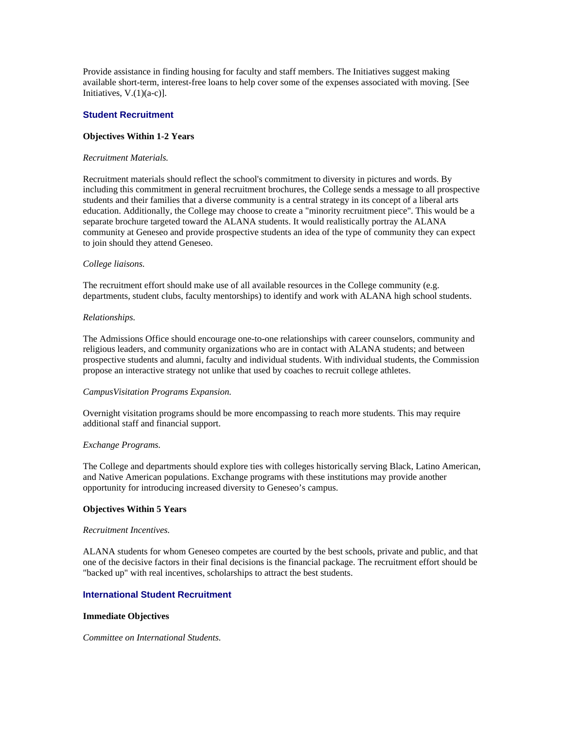Provide assistance in finding housing for faculty and staff members. The Initiatives suggest making available short-term, interest-free loans to help cover some of the expenses associated with moving. [See Initiatives, V.(1)(a-c)].

## Student Recruitment

**Objectives Within 1-2 Years**

*Recruitment Materials.*

Recruitment materials should reflect the school's commitment to diversity in pictures and words. By including this commitment in general recruitment brochures, the College sends a message to all prospective students and their families that a diverse community is a central strategy in its concept of a liberal arts education. Additionally, the College may choose to create a "minority recruitment piece". This would be a separate brochure targeted toward the ALANA students. It would realistically portray the ALANA community at Geneseo and provide prospective students an idea of the type of community they can expect to join should they attend Geneseo.

*College liaisons.*

The recruitment effort should make use of all available resources in the College community (e.g. departments, student clubs, faculty mentorships) to identify and work with ALANA high school students.

*Relationships.*

The Admissions Office should encourage one-to-one relationships with career counselors, community and religious leaders, and community organizations who are in contact with ALANA students; and between prospective students and alumni, faculty and individual students. With individual students, the Commission propose an interactive strategy not unlike that used by coaches to recruit college athletes.

*CampusVisitation Programs Expansion.*

Overnight visitation programs should be more encompassing to reach more students. This may require additional staff and financial support.

*Exchange Programs.*

The College and departments should explore ties with colleges historically serving Black, Latino American, and Native American populations. Exchange programs with these institutions may provide another opportunity for introducing increased diversity to Geneseo's campus.

**Objectives Within 5 Years**

*Recruitment Incentives.*

ALANA students for whom Geneseo competes are courted by the best schools, private and public, and that one of the decisive factors in their final decisions is the financial package. The recruitment effort should be "backed up" with real incentives, scholarships to attract the best students.

## International Student Recruitment

**Immediate Objectives**

*Committee on International Students.*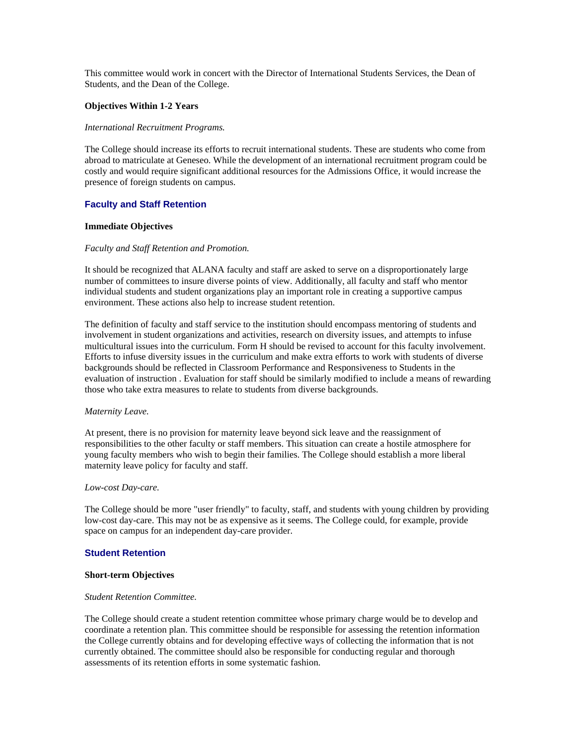This committee would work in concert with the Director of International Students Services, the Dean of Students, and the Dean of the College.

**Objectives Within 1-2 Years**

*International Recruitment Programs.*

The College should increase its efforts to recruit international students. These are students who come from abroad to matriculate at Geneseo. While the development of an international recruitment program could be costly and would require significant additional resources for the Admissions Office, it would increase the presence of foreign students on campus.

## Faculty and Staff Retention

**Immediate Objectives**

*Faculty and Staff Retention and Promotion.*

It should be recognized that ALANA faculty and staff are asked to serve on a disproportionately large number of committees to insure diverse points of view. Additionally, all faculty and staff who mentor individual students and student organizations play an important role in creating a supportive campus environment. These actions also help to increase student retention.

The definition of faculty and staff service to the institution should encompass mentoring of students and involvement in student organizations and activities, research on diversity issues, and attempts to infuse multicultural issues into the curriculum. Form H should be revised to account for this faculty involvement. Efforts to infuse diversity issues in the curriculum and make extra efforts to work with students of diverse backgrounds should be reflected in Classroom Performance and Responsiveness to Students in the evaluation of instruction . Evaluation for staff should be similarly modified to include a means of rewarding those who take extra measures to relate to students from diverse backgrounds.

*Maternity Leave.*

At present, there is no provision for maternity leave beyond sick leave and the reassignment of responsibilities to the other faculty or staff members. This situation can create a hostile atmosphere for young faculty members who wish to begin their families. The College should establish a more liberal maternity leave policy for faculty and staff.

*Low-cost Day-care.*

The College should be more "user friendly" to faculty, staff, and students with young children by providing low-cost day-care. This may not be as expensive as it seems. The College could, for example, provide space on campus for an independent day-care provider.

## Student Retention

**Short-term Objectives**

*Student Retention Committee.*

The College should create a student retention committee whose primary charge would be to develop and coordinate a retention plan. This committee should be responsible for assessing the retention information the College currently obtains and for developing effective ways of collecting the information that is not currently obtained. The committee should also be responsible for conducting regular and thorough assessments of its retention efforts in some systematic fashion.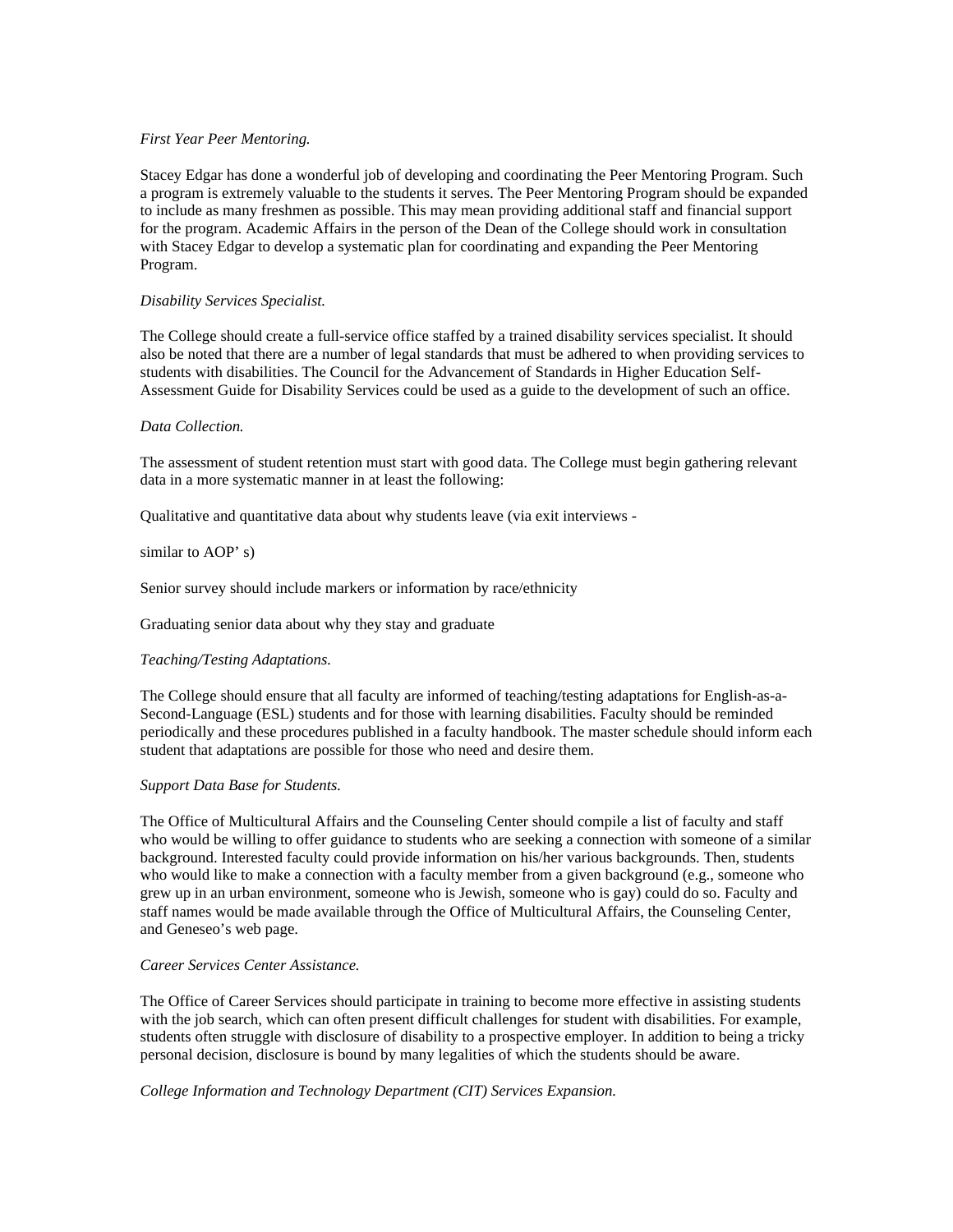*First Year Peer Mentoring.*

Stacey Edgar has done a wonderful job of developing and coordinating the Peer Mentoring Program. Such a program is extremely valuable to the students it serves. The Peer Mentoring Program should be expanded to include as many freshmen as possible. This may mean providing additional staff and financial support for the program. Academic Affairs in the person of the Dean of the College should work in consultation with Stacey Edgar to develop a systematic plan for coordinating and expanding the Peer Mentoring Program.

*Disability Services Specialist.*

The College should create a full-service office staffed by a trained disability services specialist. It should also be noted that there are a number of legal standards that must be adhered to when providing services to students with disabilities. The Council for the Advancement of Standards in Higher Education Self-Assessment Guide for Disability Services could be used as a guide to the development of such an office.

*Data Collection.*

The assessment of student retention must start with good data. The College must begin gathering relevant data in a more systematic manner in at least the following:

Qualitative and quantitative data about why students leave (via exit interviews -

similar to AOP' s)

Senior survey should include markers or information by race/ethnicity

Graduating senior data about why they stay and graduate

*Teaching/Testing Adaptations.*

The College should ensure that all faculty are informed of teaching/testing adaptations for English-as-a-Second-Language (ESL) students and for those with learning disabilities. Faculty should be reminded periodically and these procedures published in a faculty handbook. The master schedule should inform each student that adaptations are possible for those who need and desire them.

*Support Data Base for Students.*

The Office of Multicultural Affairs and the Counseling Center should compile a list of faculty and staff who would be willing to offer guidance to students who are seeking a connection with someone of a similar background. Interested faculty could provide information on his/her various backgrounds. Then, students who would like to make a connection with a faculty member from a given background (e.g., someone who grew up in an urban environment, someone who is Jewish, someone who is gay) could do so. Faculty and staff names would be made available through the Office of Multicultural Affairs, the Counseling Center, and Geneseo's web page.

*Career Services Center Assistance.*

The Office of Career Services should participate in training to become more effective in assisting students with the job search, which can often present difficult challenges for student with disabilities. For example, students often struggle with disclosure of disability to a prospective employer. In addition to being a tricky personal decision, disclosure is bound by many legalities of which the students should be aware.

*College Information and Technology Department (CIT) Services Expansion.*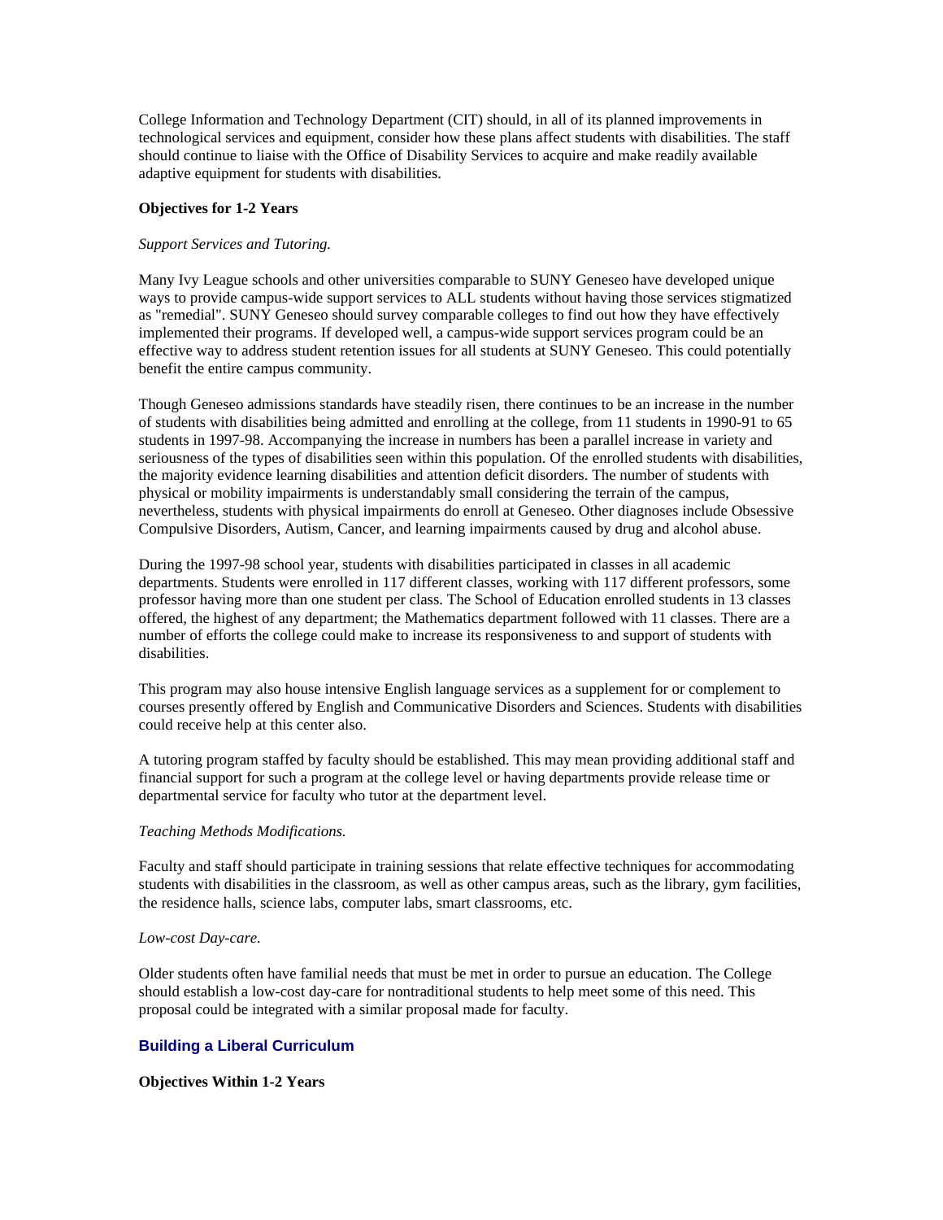College Information and Technology Department (CIT) should, in all of its planned improvements in technological services and equipment, consider how these plans affect students with disabilities. The staff should continue to liaise with the Office of Disability Services to acquire and make readily available adaptive equipment for students with disabilities.

**Objectives for 1-2 Years**

*Support Services and Tutoring.*

Many Ivy League schools and other universities comparable to SUNY Geneseo have developed unique ways to provide campus-wide support services to ALL students without having those services stigmatized as "remedial". SUNY Geneseo should survey comparable colleges to find out how they have effectively implemented their programs. If developed well, a campus-wide support services program could be an effective way to address student retention issues for all students at SUNY Geneseo. This could potentially benefit the entire campus community.

Though Geneseo admissions standards have steadily risen, there continues to be an increase in the number of students with disabilities being admitted and enrolling at the college, from 11 students in 1990-91 to 65 students in 1997-98. Accompanying the increase in numbers has been a parallel increase in variety and seriousness of the types of disabilities seen within this population. Of the enrolled students with disabilities, the majority evidence learning disabilities and attention deficit disorders. The number of students with physical or mobility impairments is understandably small considering the terrain of the campus, nevertheless, students with physical impairments do enroll at Geneseo. Other diagnoses include Obsessive Compulsive Disorders, Autism, Cancer, and learning impairments caused by drug and alcohol abuse.

During the 1997-98 school year, students with disabilities participated in classes in all academic departments. Students were enrolled in 117 different classes, working with 117 different professors, some professor having more than one student per class. The School of Education enrolled students in 13 classes offered, the highest of any department; the Mathematics department followed with 11 classes. There are a number of efforts the college could make to increase its responsiveness to and support of students with disabilities.

This program may also house intensive English language services as a supplement for or complement to courses presently offered by English and Communicative Disorders and Sciences. Students with disabilities could receive help at this center also.

A tutoring program staffed by faculty should be established. This may mean providing additional staff and financial support for such a program at the college level or having departments provide release time or departmental service for faculty who tutor at the department level.

*Teaching Methods Modifications.*

Faculty and staff should participate in training sessions that relate effective techniques for accommodating students with disabilities in the classroom, as well as other campus areas, such as the library, gym facilities, the residence halls, science labs, computer labs, smart classrooms, etc.

*Low-cost Day-care.*

Older students often have familial needs that must be met in order to pursue an education. The College should establish a low-cost day-care for nontraditional students to help meet some of this need. This proposal could be integrated with a similar proposal made for faculty.

## Building a Liberal Curriculum

**Objectives Within 1-2 Years**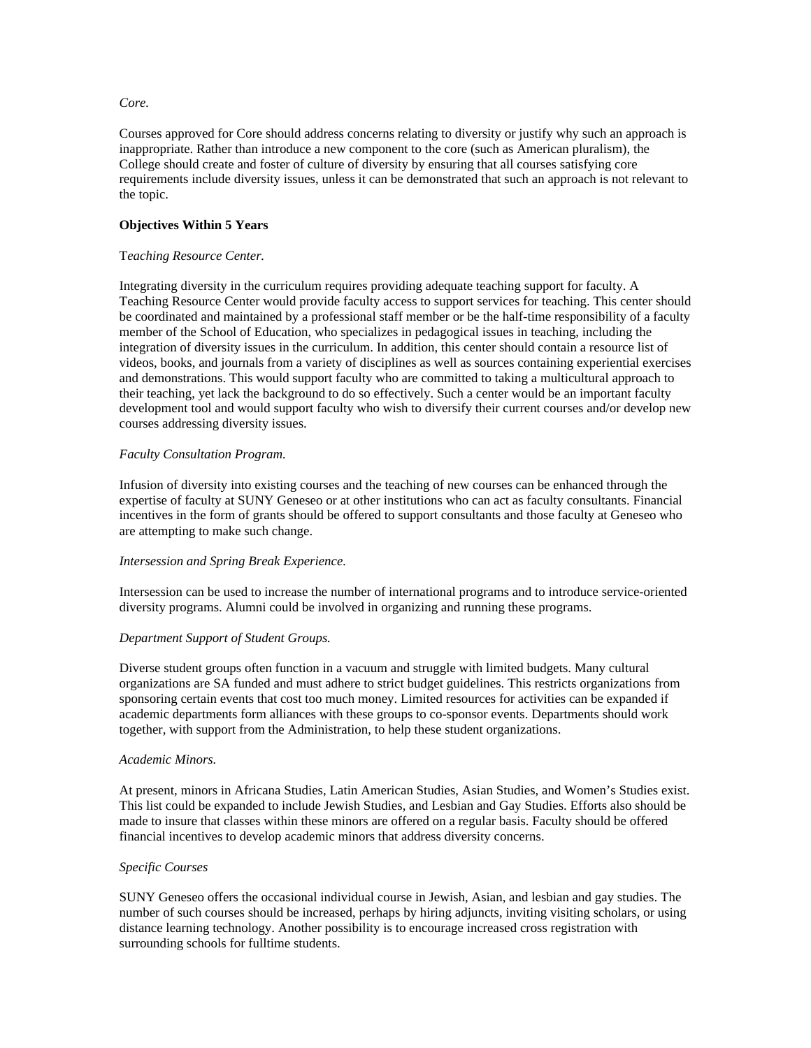*Core.*

Courses approved for Core should address concerns relating to diversity or justify why such an approach is inappropriate. Rather than introduce a new component to the core (such as American pluralism), the College should create and foster of culture of diversity by ensuring that all courses satisfying core requirements include diversity issues, unless it can be demonstrated that such an approach is not relevant to the topic.

**Objectives Within 5 Years**

T*eaching Resource Center.*

Integrating diversity in the curriculum requires providing adequate teaching support for faculty. A Teaching Resource Center would provide faculty access to support services for teaching. This center should be coordinated and maintained by a professional staff member or be the half-time responsibility of a faculty member of the School of Education, who specializes in pedagogical issues in teaching, including the integration of diversity issues in the curriculum. In addition, this center should contain a resource list of videos, books, and journals from a variety of disciplines as well as sources containing experiential exercises and demonstrations. This would support faculty who are committed to taking a multicultural approach to their teaching, yet lack the background to do so effectively. Such a center would be an important faculty development tool and would support faculty who wish to diversify their current courses and/or develop new courses addressing diversity issues.

*Faculty Consultation Program.*

Infusion of diversity into existing courses and the teaching of new courses can be enhanced through the expertise of faculty at SUNY Geneseo or at other institutions who can act as faculty consultants. Financial incentives in the form of grants should be offered to support consultants and those faculty at Geneseo who are attempting to make such change.

*Intersession and Spring Break Experience.*

Intersession can be used to increase the number of international programs and to introduce service-oriented diversity programs. Alumni could be involved in organizing and running these programs.

*Department Support of Student Groups.*

Diverse student groups often function in a vacuum and struggle with limited budgets. Many cultural organizations are SA funded and must adhere to strict budget guidelines. This restricts organizations from sponsoring certain events that cost too much money. Limited resources for activities can be expanded if academic departments form alliances with these groups to co-sponsor events. Departments should work together, with support from the Administration, to help these student organizations.

*Academic Minors.*

At present, minors in Africana Studies, Latin American Studies, Asian Studies, and Women's Studies exist. This list could be expanded to include Jewish Studies, and Lesbian and Gay Studies. Efforts also should be made to insure that classes within these minors are offered on a regular basis. Faculty should be offered financial incentives to develop academic minors that address diversity concerns.

*Specific Courses*

SUNY Geneseo offers the occasional individual course in Jewish, Asian, and lesbian and gay studies. The number of such courses should be increased, perhaps by hiring adjuncts, inviting visiting scholars, or using distance learning technology. Another possibility is to encourage increased cross registration with surrounding schools for fulltime students.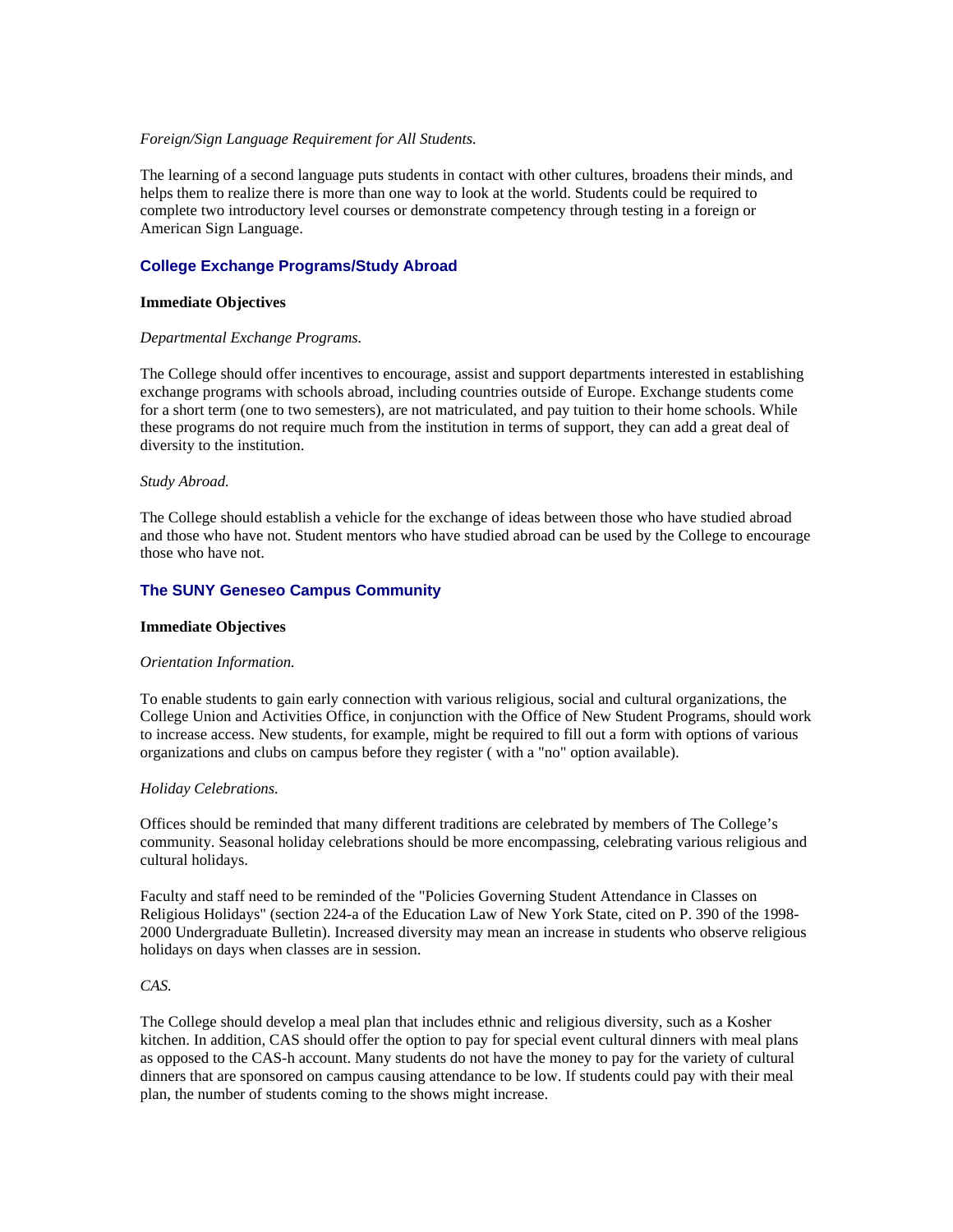*Foreign/Sign Language Requirement for All Students.*

The learning of a second language puts students in contact with other cultures, broadens their minds, and helps them to realize there is more than one way to look at the world. Students could be required to complete two introductory level courses or demonstrate competency through testing in a foreign or American Sign Language.

## College Exchange Programs/Study Abroad

**Immediate Objectives**

*Departmental Exchange Programs.*

The College should offer incentives to encourage, assist and support departments interested in establishing exchange programs with schools abroad, including countries outside of Europe. Exchange students come for a short term (one to two semesters), are not matriculated, and pay tuition to their home schools. While these programs do not require much from the institution in terms of support, they can add a great deal of diversity to the institution.

*Study Abroad.*

The College should establish a vehicle for the exchange of ideas between those who have studied abroad and those who have not. Student mentors who have studied abroad can be used by the College to encourage those who have not.

## The SUNY Geneseo Campus Community

**Immediate Objectives**

*Orientation Information.*

To enable students to gain early connection with various religious, social and cultural organizations, the College Union and Activities Office, in conjunction with the Office of New Student Programs, should work to increase access. New students, for example, might be required to fill out a form with options of various organizations and clubs on campus before they register ( with a "no" option available).

*Holiday Celebrations.*

Offices should be reminded that many different traditions are celebrated by members of The College's community. Seasonal holiday celebrations should be more encompassing, celebrating various religious and cultural holidays.

Faculty and staff need to be reminded of the "Policies Governing Student Attendance in Classes on Religious Holidays" (section 224-a of the Education Law of New York State, cited on P. 390 of the 1998-2000 Undergraduate Bulletin). Increased diversity may mean an increase in students who observe religious holidays on days when classes are in session.

*CAS.*

The College should develop a meal plan that includes ethnic and religious diversity, such as a Kosher kitchen. In addition, CAS should offer the option to pay for special event cultural dinners with meal plans as opposed to the CAS-h account. Many students do not have the money to pay for the variety of cultural dinners that are sponsored on campus causing attendance to be low. If students could pay with their meal plan, the number of students coming to the shows might increase.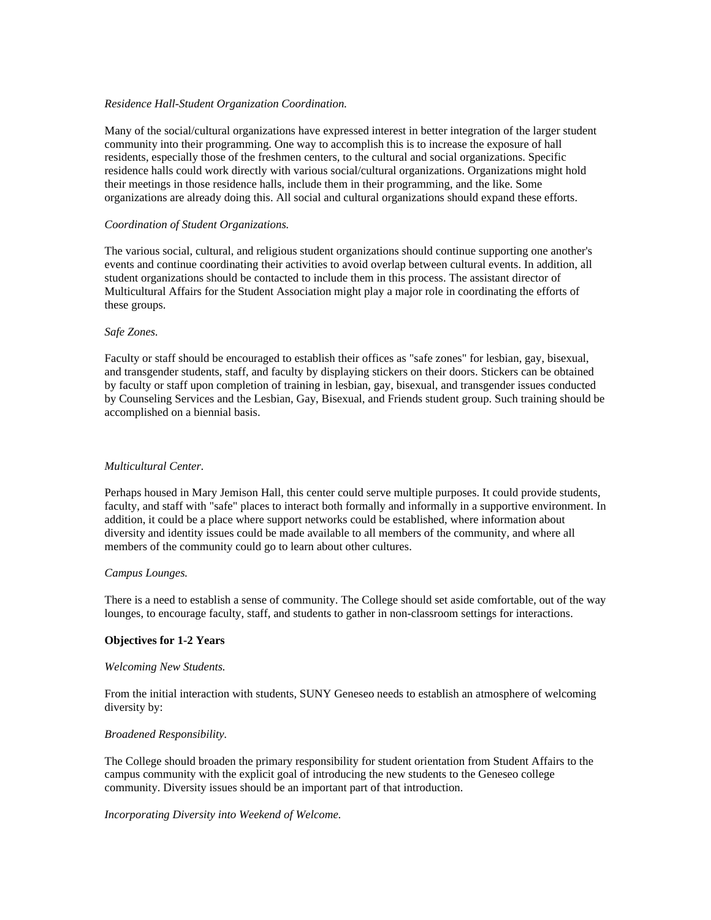*Residence Hall-Student Organization Coordination.*

Many of the social/cultural organizations have expressed interest in better integration of the larger student community into their programming. One way to accomplish this is to increase the exposure of hall residents, especially those of the freshmen centers, to the cultural and social organizations. Specific residence halls could work directly with various social/cultural organizations. Organizations might hold their meetings in those residence halls, include them in their programming, and the like. Some organizations are already doing this. All social and cultural organizations should expand these efforts.

*Coordination of Student Organizations.*

The various social, cultural, and religious student organizations should continue supporting one another's events and continue coordinating their activities to avoid overlap between cultural events. In addition, all student organizations should be contacted to include them in this process. The assistant director of Multicultural Affairs for the Student Association might play a major role in coordinating the efforts of these groups.

*Safe Zones.*

Faculty or staff should be encouraged to establish their offices as "safe zones" for lesbian, gay, bisexual, and transgender students, staff, and faculty by displaying stickers on their doors. Stickers can be obtained by faculty or staff upon completion of training in lesbian, gay, bisexual, and transgender issues conducted by Counseling Services and the Lesbian, Gay, Bisexual, and Friends student group. Such training should be accomplished on a biennial basis.

*Multicultural Center.*

Perhaps housed in Mary Jemison Hall, this center could serve multiple purposes. It could provide students, faculty, and staff with "safe" places to interact both formally and informally in a supportive environment. In addition, it could be a place where support networks could be established, where information about diversity and identity issues could be made available to all members of the community, and where all members of the community could go to learn about other cultures.

*Campus Lounges.*

There is a need to establish a sense of community. The College should set aside comfortable, out of the way lounges, to encourage faculty, staff, and students to gather in non-classroom settings for interactions.

**Objectives for 1-2 Years**

*Welcoming New Students.*

From the initial interaction with students, SUNY Geneseo needs to establish an atmosphere of welcoming diversity by:

*Broadened Responsibility.*

The College should broaden the primary responsibility for student orientation from Student Affairs to the campus community with the explicit goal of introducing the new students to the Geneseo college community. Diversity issues should be an important part of that introduction.

*Incorporating Diversity into Weekend of Welcome.*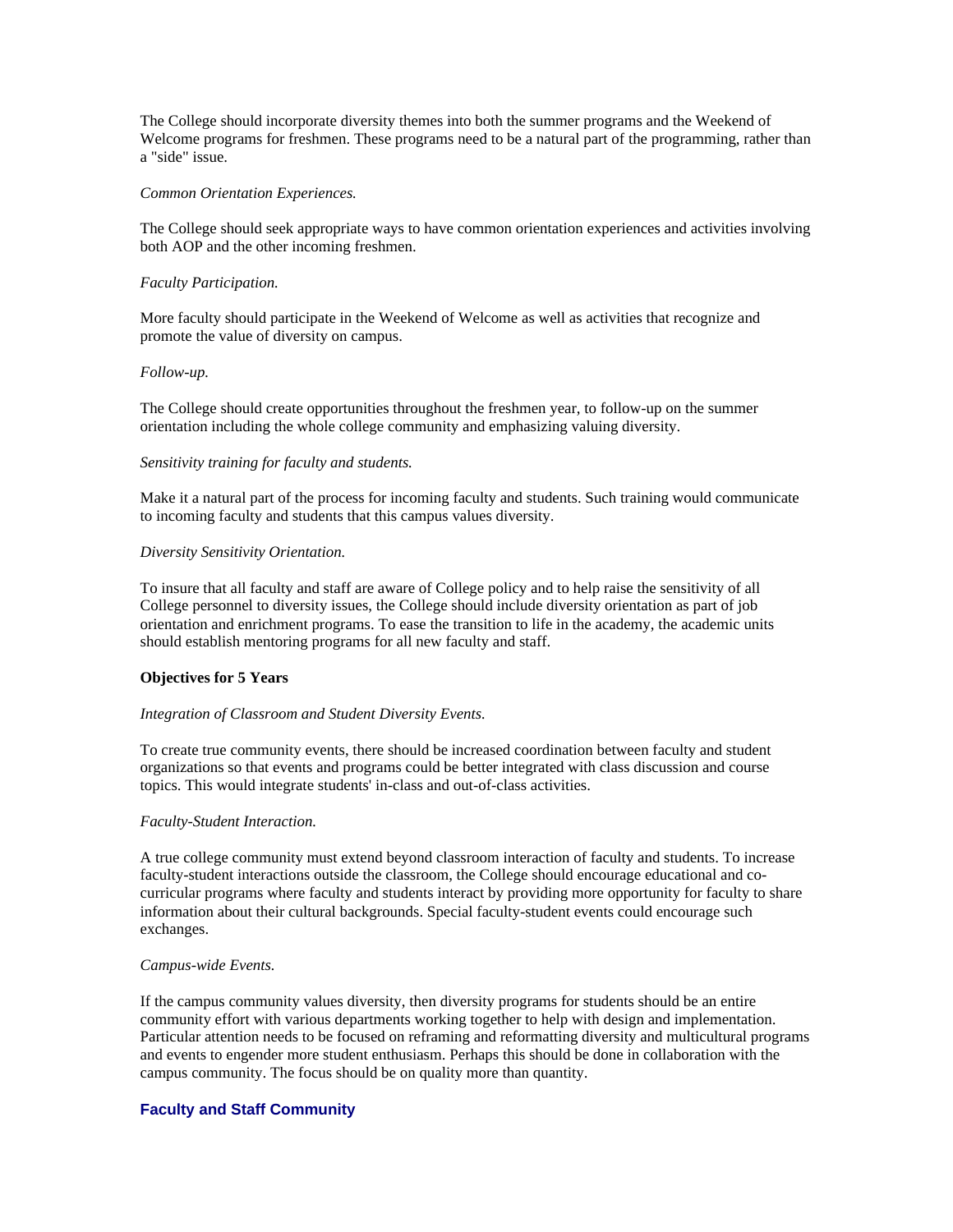The College should incorporate diversity themes into both the summer programs and the Weekend of Welcome programs for freshmen. These programs need to be a natural part of the programming, rather than a "side" issue.

*Common Orientation Experiences.*

The College should seek appropriate ways to have common orientation experiences and activities involving both AOP and the other incoming freshmen.

*Faculty Participation.*

More faculty should participate in the Weekend of Welcome as well as activities that recognize and promote the value of diversity on campus.

*Follow-up.*

The College should create opportunities throughout the freshmen year, to follow-up on the summer orientation including the whole college community and emphasizing valuing diversity.

*Sensitivity training for faculty and students.*

Make it a natural part of the process for incoming faculty and students. Such training would communicate to incoming faculty and students that this campus values diversity.

*Diversity Sensitivity Orientation.*

To insure that all faculty and staff are aware of College policy and to help raise the sensitivity of all College personnel to diversity issues, the College should include diversity orientation as part of job orientation and enrichment programs. To ease the transition to life in the academy, the academic units should establish mentoring programs for all new faculty and staff.

**Objectives for 5 Years**

*Integration of Classroom and Student Diversity Events.*

To create true community events, there should be increased coordination between faculty and student organizations so that events and programs could be better integrated with class discussion and course topics. This would integrate students' in-class and out-of-class activities.

*Faculty-Student Interaction.*

A true college community must extend beyond classroom interaction of faculty and students. To increase faculty-student interactions outside the classroom, the College should encourage educational and co-curricular programs where faculty and students interact by providing more opportunity for faculty to share information about their cultural backgrounds. Special faculty-student events could encourage such exchanges.

*Campus-wide Events.*

If the campus community values diversity, then diversity programs for students should be an entire community effort with various departments working together to help with design and implementation. Particular attention needs to be focused on reframing and reformatting diversity and multicultural programs and events to engender more student enthusiasm. Perhaps this should be done in collaboration with the campus community. The focus should be on quality more than quantity.

### Faculty and Staff Community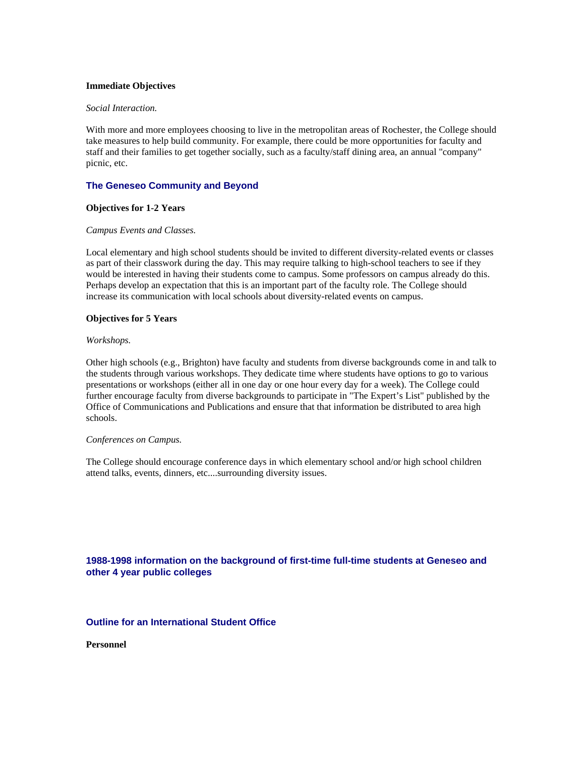**Immediate Objectives**

*Social Interaction.*

With more and more employees choosing to live in the metropolitan areas of Rochester, the College should take measures to help build community. For example, there could be more opportunities for faculty and staff and their families to get together socially, such as a faculty/staff dining area, an annual "company" picnic, etc.

## The Geneseo Community and Beyond

**Objectives for 1-2 Years**

*Campus Events and Classes.*

Local elementary and high school students should be invited to different diversity-related events or classes as part of their classwork during the day. This may require talking to high-school teachers to see if they would be interested in having their students come to campus. Some professors on campus already do this. Perhaps develop an expectation that this is an important part of the faculty role. The College should increase its communication with local schools about diversity-related events on campus.

**Objectives for 5 Years**

*Workshops.*

Other high schools (e.g., Brighton) have faculty and students from diverse backgrounds come in and talk to the students through various workshops. They dedicate time where students have options to go to various presentations or workshops (either all in one day or one hour every day for a week). The College could further encourage faculty from diverse backgrounds to participate in "The Expert's List" published by the Office of Communications and Publications and ensure that that information be distributed to area high schools.

*Conferences on Campus.*

The College should encourage conference days in which elementary school and/or high school children attend talks, events, dinners, etc....surrounding diversity issues.

## 1988-1998 information on the background of first-time full-time students at Geneseo and other 4 year public colleges

## Outline for an International Student Office

**Personnel**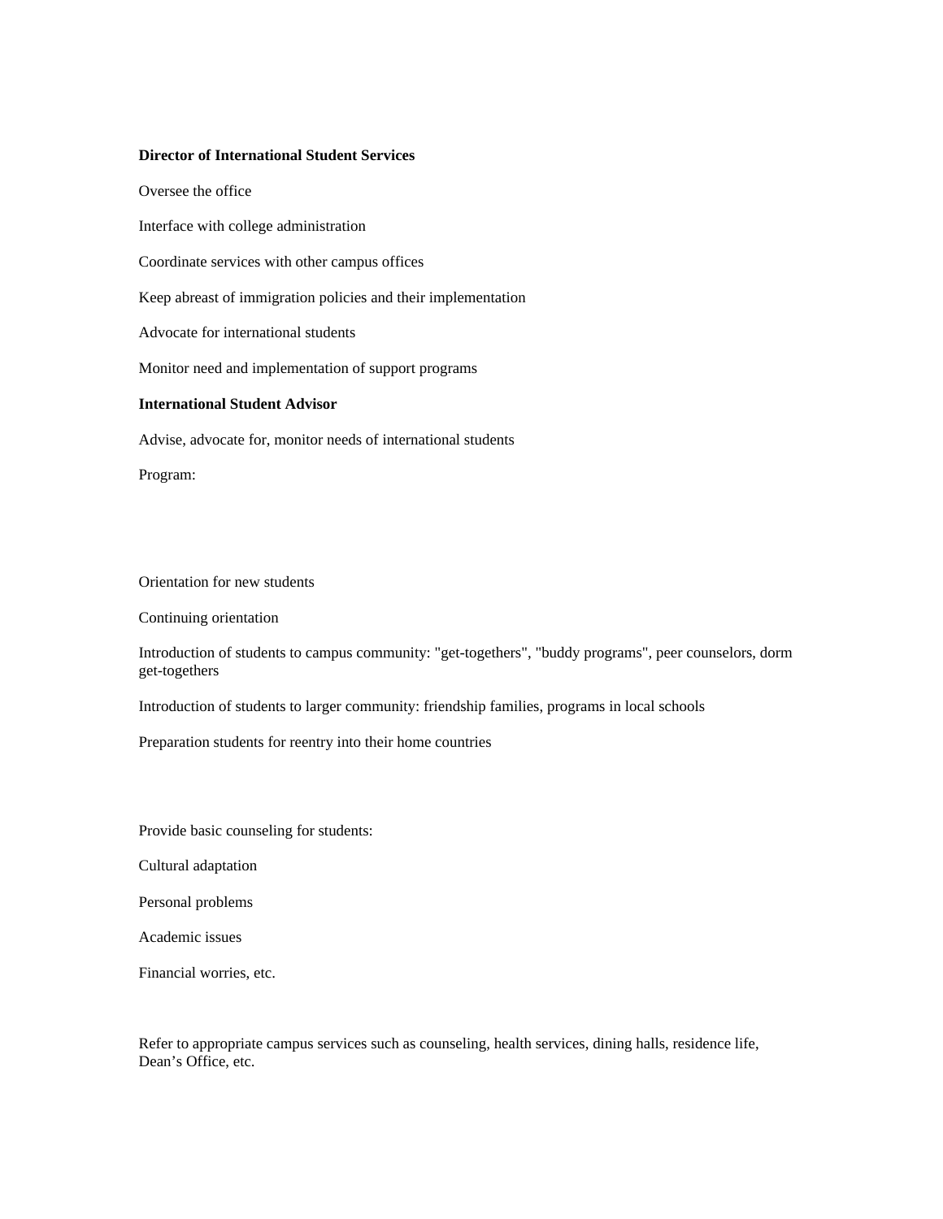**Director of International Student Services**

Oversee the office

Interface with college administration

Coordinate services with other campus offices

Keep abreast of immigration policies and their implementation

Advocate for international students

Monitor need and implementation of support programs

**International Student Advisor**

Advise, advocate for, monitor needs of international students

Program:

Orientation for new students

Continuing orientation

Introduction of students to campus community: "get-togethers", "buddy programs", peer counselors, dorm get-togethers

Introduction of students to larger community: friendship families, programs in local schools

Preparation students for reentry into their home countries

Provide basic counseling for students:

Cultural adaptation

Personal problems

Academic issues

Financial worries, etc.

Refer to appropriate campus services such as counseling, health services, dining halls, residence life, Dean's Office, etc.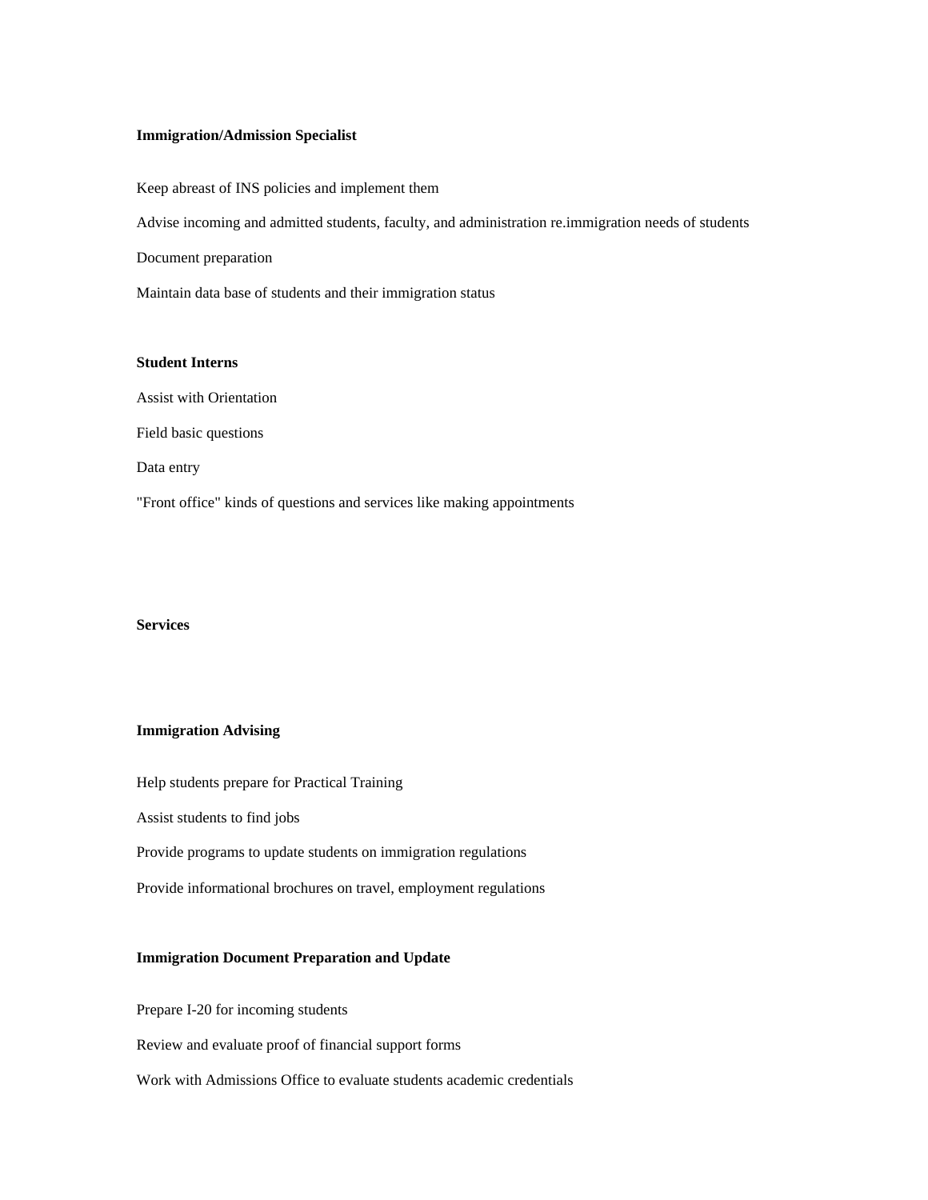**Immigration/Admission Specialist**

Keep abreast of INS policies and implement them

Advise incoming and admitted students, faculty, and administration re.immigration needs of students

Document preparation

Maintain data base of students and their immigration status

**Student Interns**

Assist with Orientation

Field basic questions

Data entry

"Front office" kinds of questions and services like making appointments

**Services**

**Immigration Advising**

Help students prepare for Practical Training

Assist students to find jobs

Provide programs to update students on immigration regulations

Provide informational brochures on travel, employment regulations

**Immigration Document Preparation and Update**

Prepare I-20 for incoming students

Review and evaluate proof of financial support forms

Work with Admissions Office to evaluate students academic credentials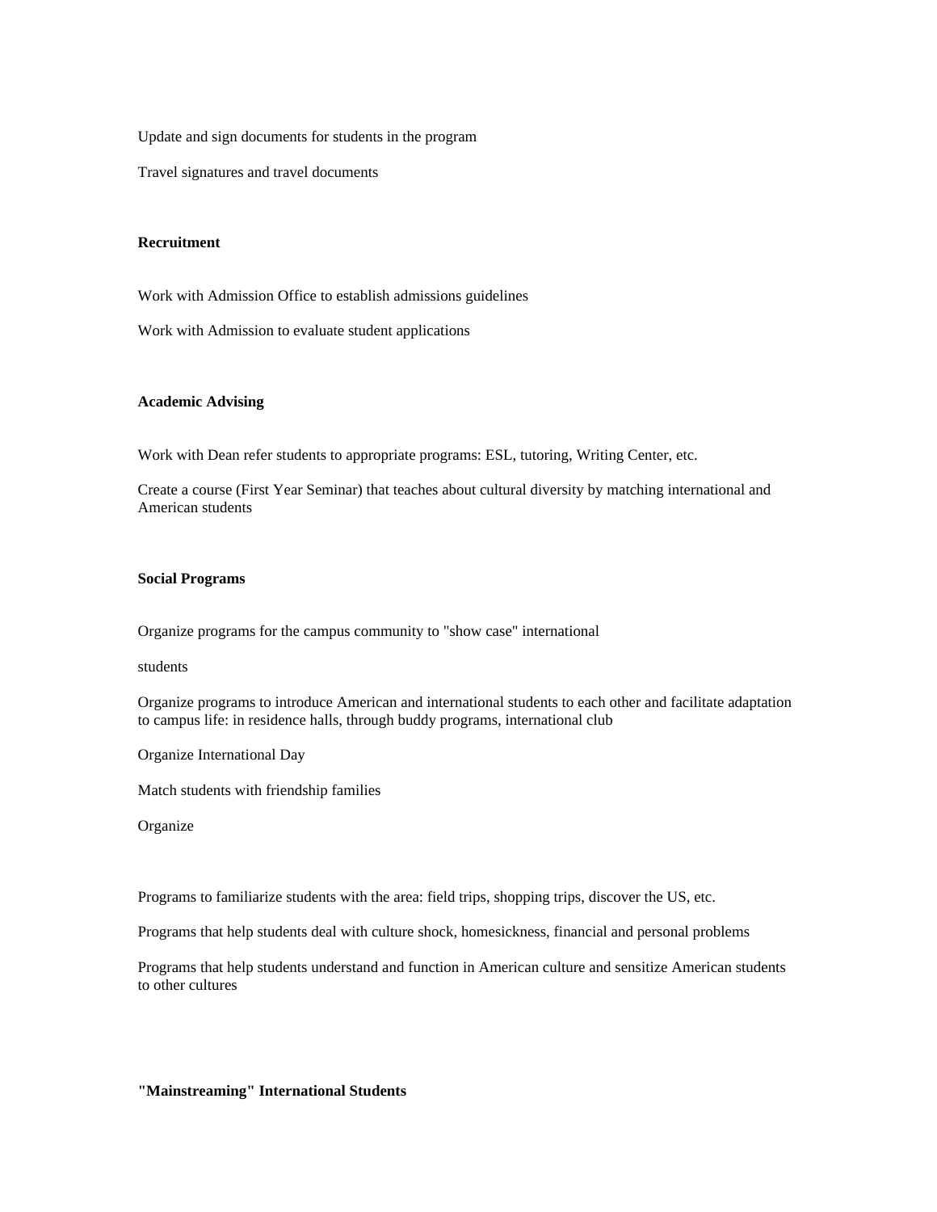Update and sign documents for students in the program

Travel signatures and travel documents

**Recruitment**

Work with Admission Office to establish admissions guidelines

Work with Admission to evaluate student applications

**Academic Advising**

Work with Dean refer students to appropriate programs: ESL, tutoring, Writing Center, etc.

Create a course (First Year Seminar) that teaches about cultural diversity by matching international and American students

**Social Programs**

Organize programs for the campus community to "show case" international

students

Organize programs to introduce American and international students to each other and facilitate adaptation to campus life: in residence halls, through buddy programs, international club

Organize International Day

Match students with friendship families

Organize

Programs to familiarize students with the area: field trips, shopping trips, discover the US, etc.

Programs that help students deal with culture shock, homesickness, financial and personal problems

Programs that help students understand and function in American culture and sensitize American students to other cultures

**"Mainstreaming" International Students**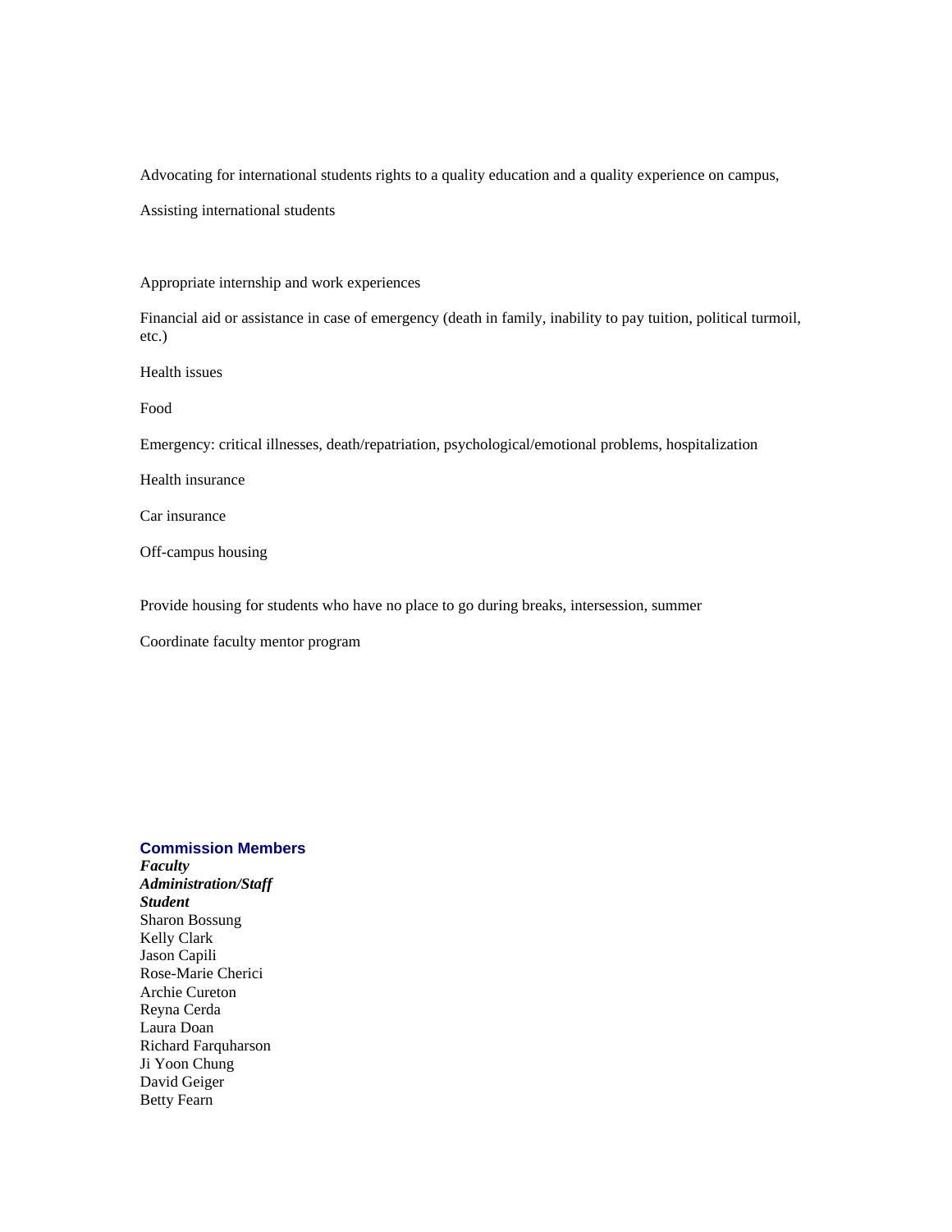Advocating for international students rights to a quality education and a quality experience on campus,

Assisting international students

Appropriate internship and work experiences

Financial aid or assistance in case of emergency (death in family, inability to pay tuition, political turmoil, etc.)

Health issues

Food

Emergency: critical illnesses, death/repatriation, psychological/emotional problems, hospitalization

Health insurance

Car insurance

Off-campus housing

Provide housing for students who have no place to go during breaks, intersession, summer

Coordinate faculty mentor program

### Commission Members

***Faculty***
***Administration/Staff***
***Student***

Sharon Bossung
Kelly Clark
Jason Capili
Rose-Marie Cherici
Archie Cureton
Reyna Cerda
Laura Doan
Richard Farquharson
Ji Yoon Chung
David Geiger
Betty Fearn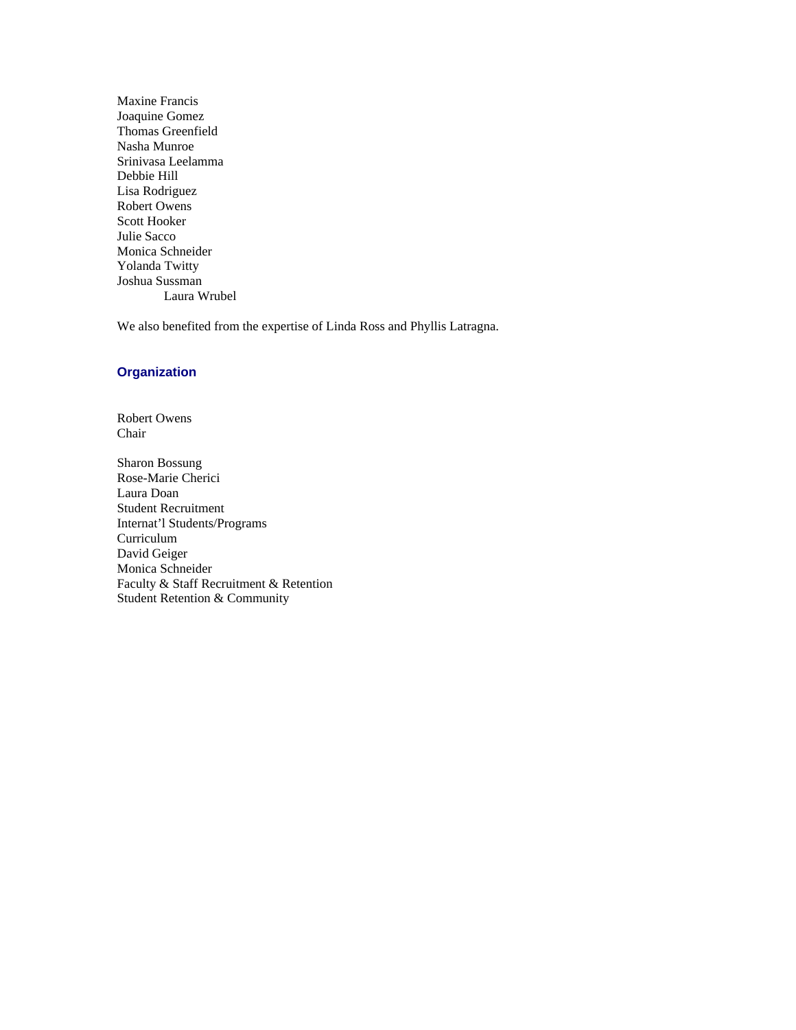Maxine Francis
Joaquine Gomez
Thomas Greenfield
Nasha Munroe
Srinivasa Leelamma
Debbie Hill
Lisa Rodriguez
Robert Owens
Scott Hooker
Julie Sacco
Monica Schneider
Yolanda Twitty
Joshua Sussman
Laura Wrubel

We also benefited from the expertise of Linda Ross and Phyllis Latragna.

## Organization

Robert Owens
Chair

Sharon Bossung
Rose-Marie Cherici
Laura Doan
Student Recruitment
Internat'l Students/Programs
Curriculum
David Geiger
Monica Schneider
Faculty & Staff Recruitment & Retention
Student Retention & Community